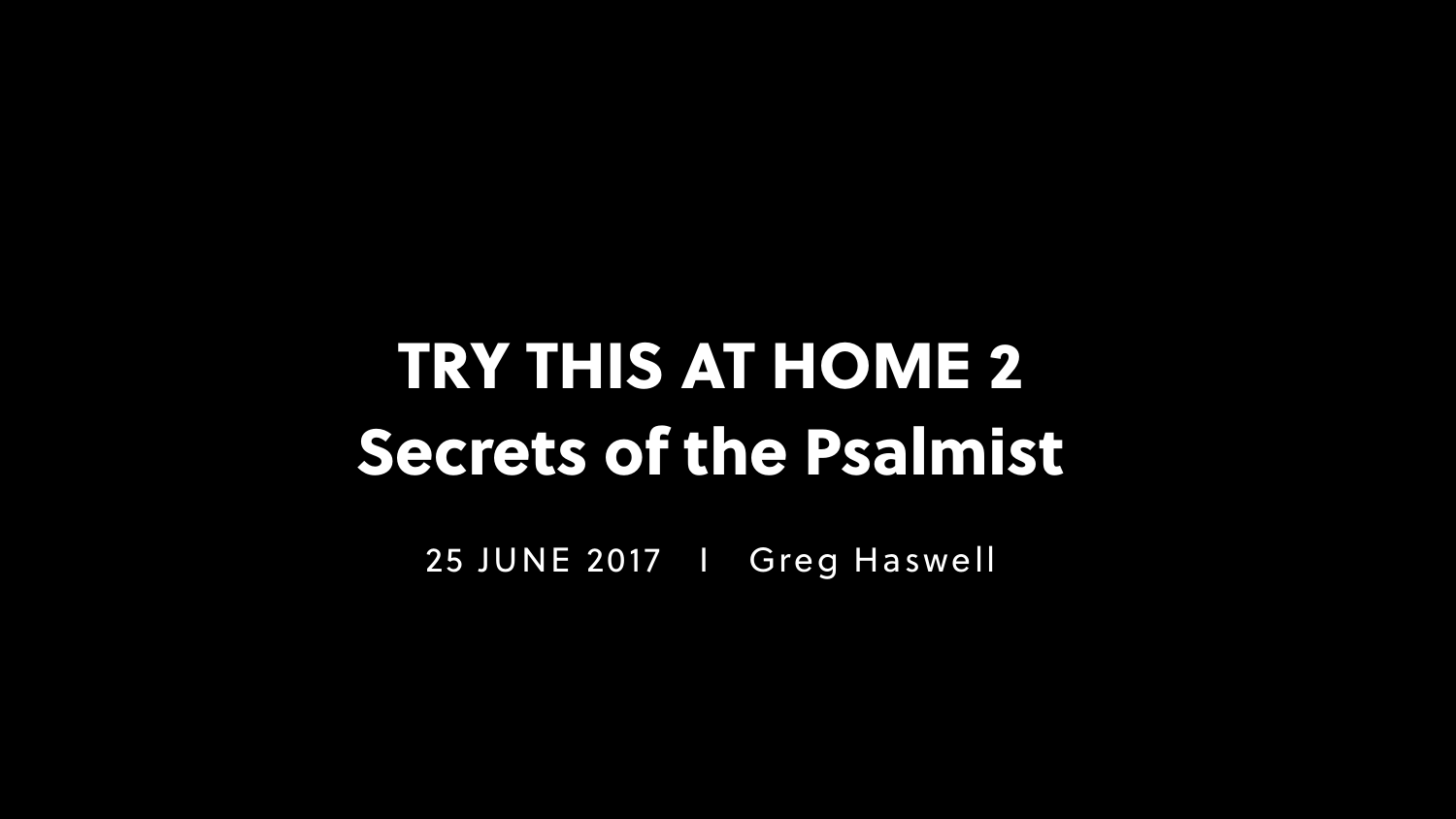# TRY THIS AT HOME 2
# Secrets of the Psalmist

25 JUNE 2017 | Greg Haswell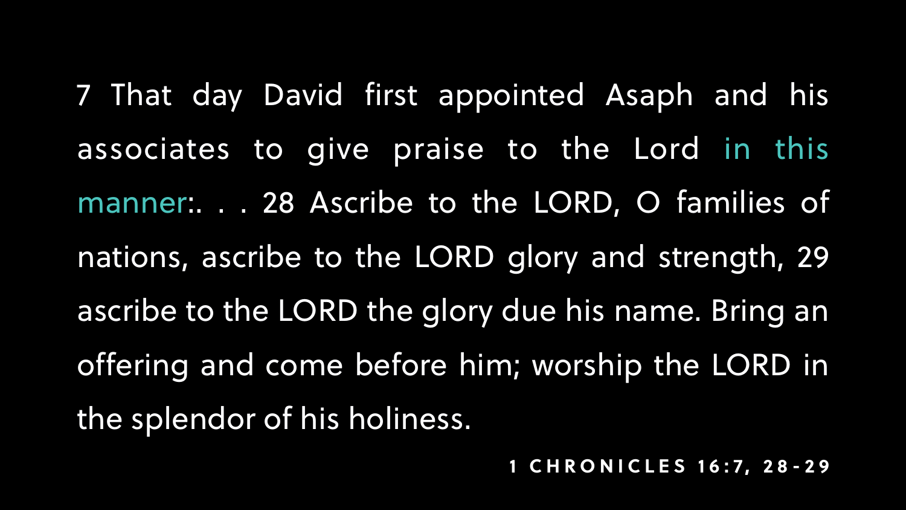7 That day David first appointed Asaph and his associates to give praise to the Lord in this manner:. . . 28 Ascribe to the LORD, O families of nations, ascribe to the LORD glory and strength, 29 ascribe to the LORD the glory due his name. Bring an offering and come before him; worship the LORD in the splendor of his holiness.

**1 CHRONICLES 16:7, 28-29**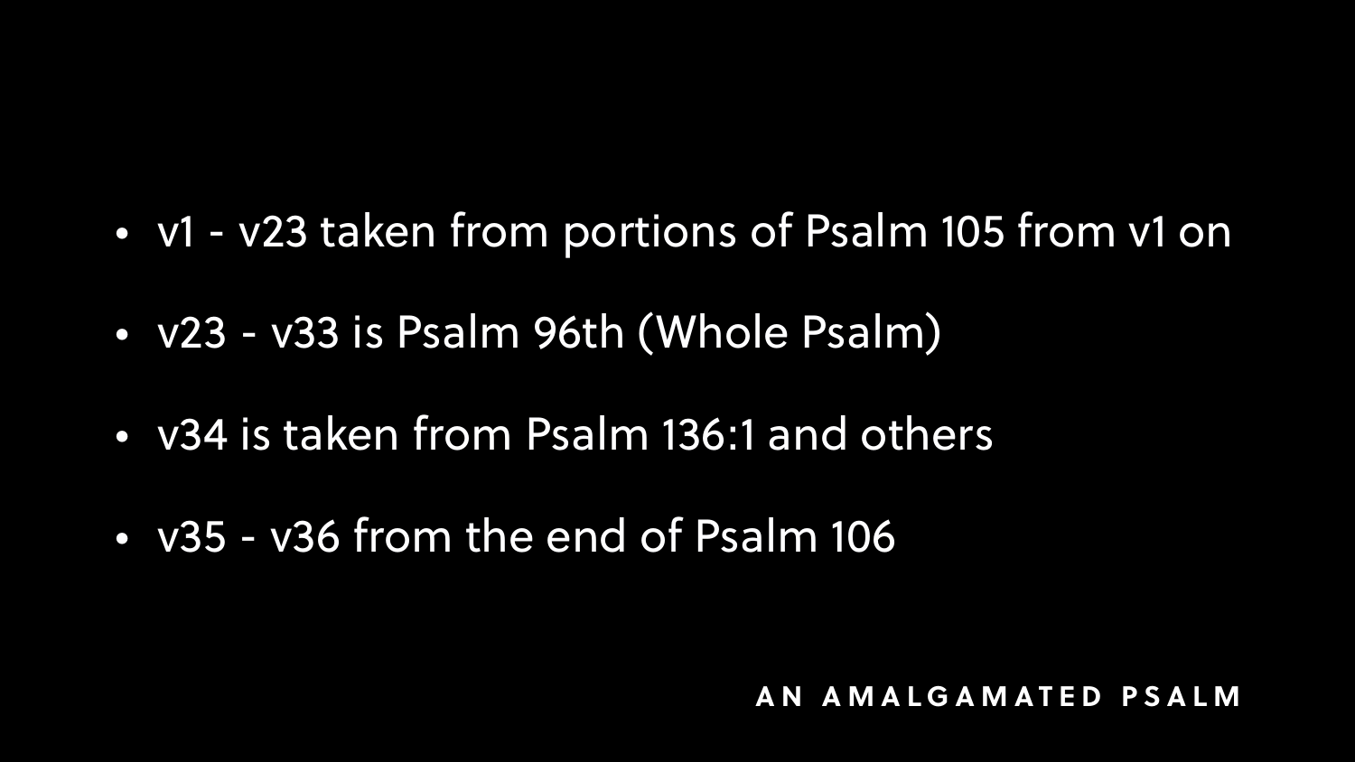- v1 - v23 taken from portions of Psalm 105 from v1 on
- v23 - v33 is Psalm 96th (Whole Psalm)
- v34 is taken from Psalm 136:1 and others
- v35 - v36 from the end of Psalm 106

**AN AMALGAMATED PSALM**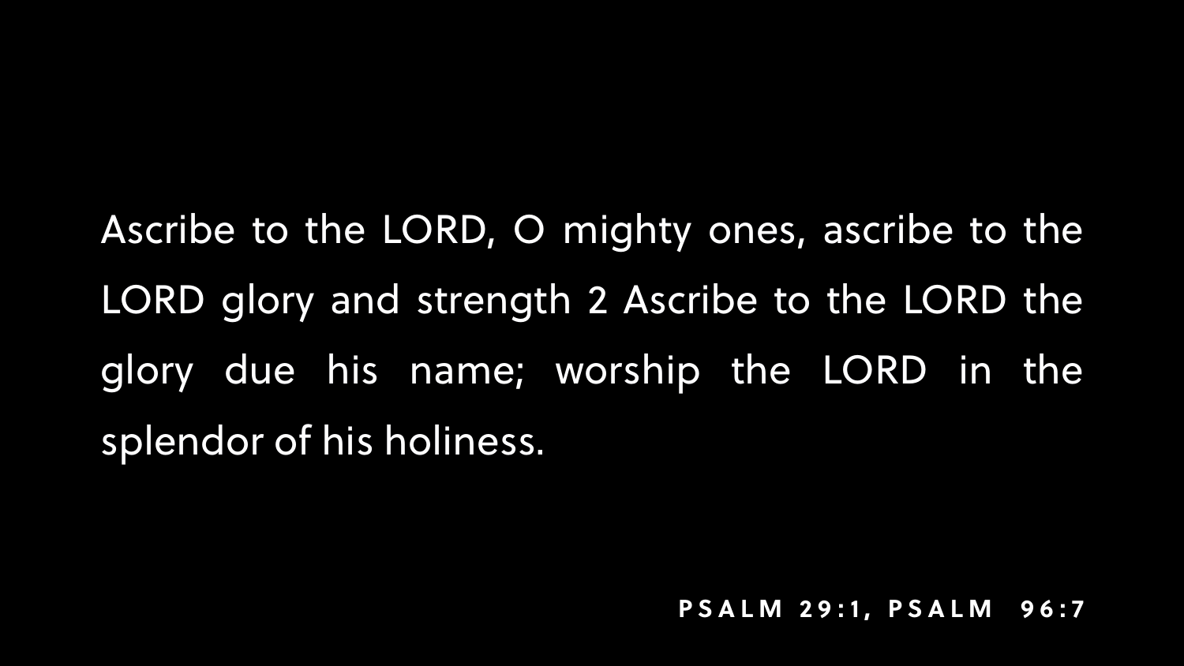Ascribe to the LORD, O mighty ones, ascribe to the LORD glory and strength 2 Ascribe to the LORD the glory due his name; worship the LORD in the splendor of his holiness.

**PSALM 29:1, PSALM 96:7**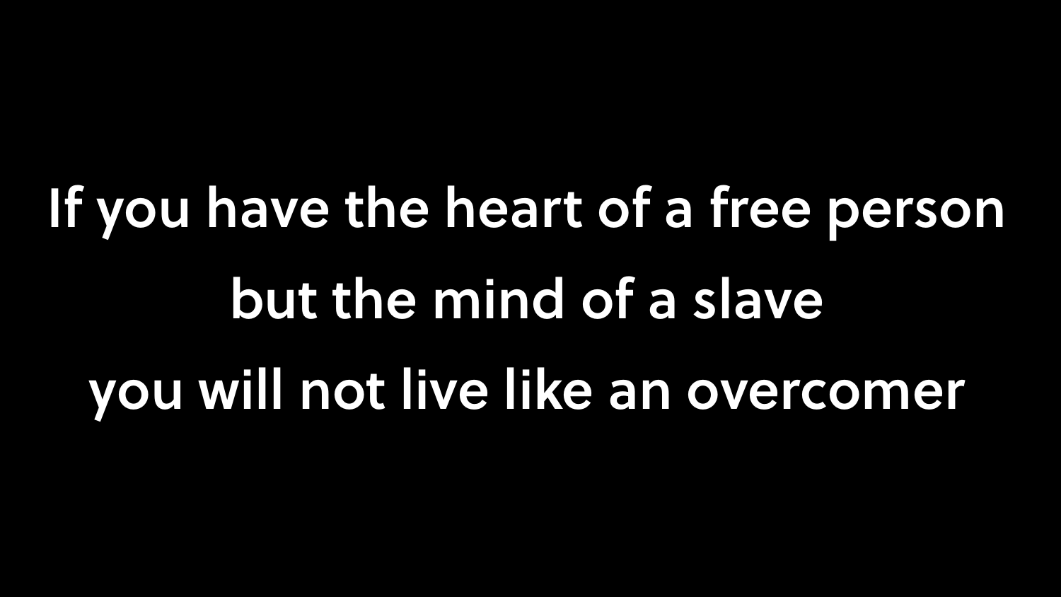If you have the heart of a free person
but the mind of a slave
you will not live like an overcomer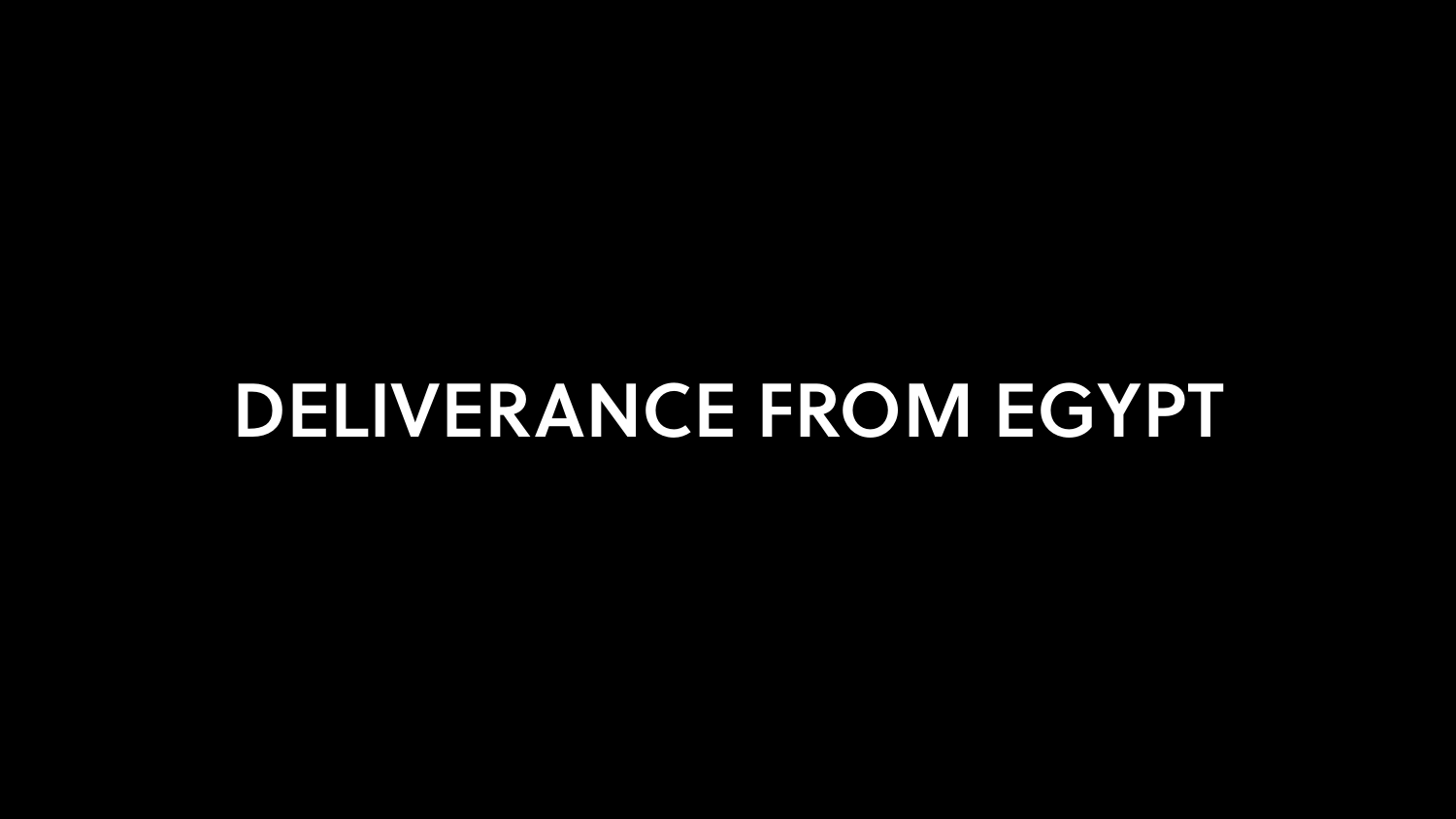# DELIVERANCE FROM EGYPT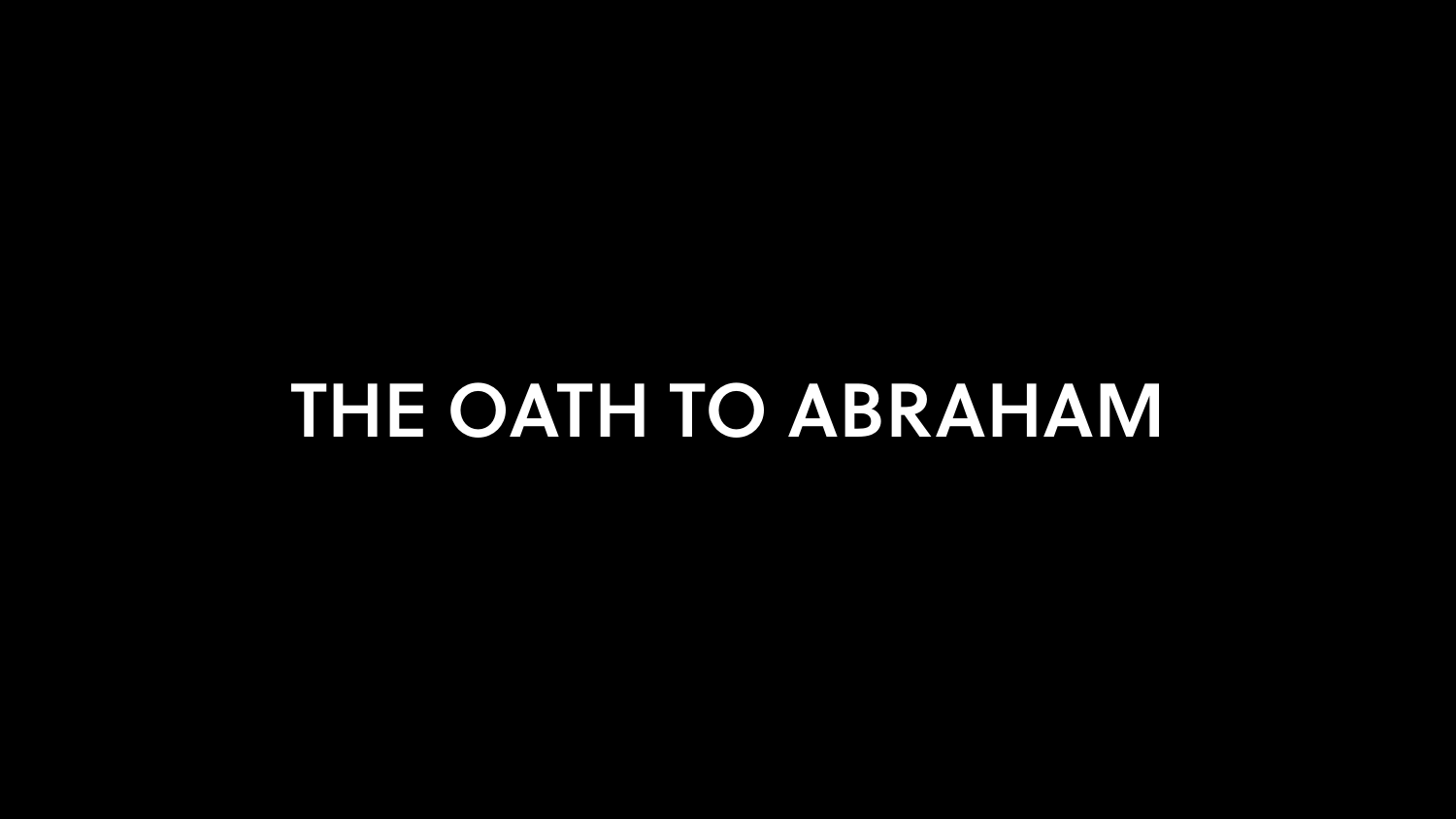# THE OATH TO ABRAHAM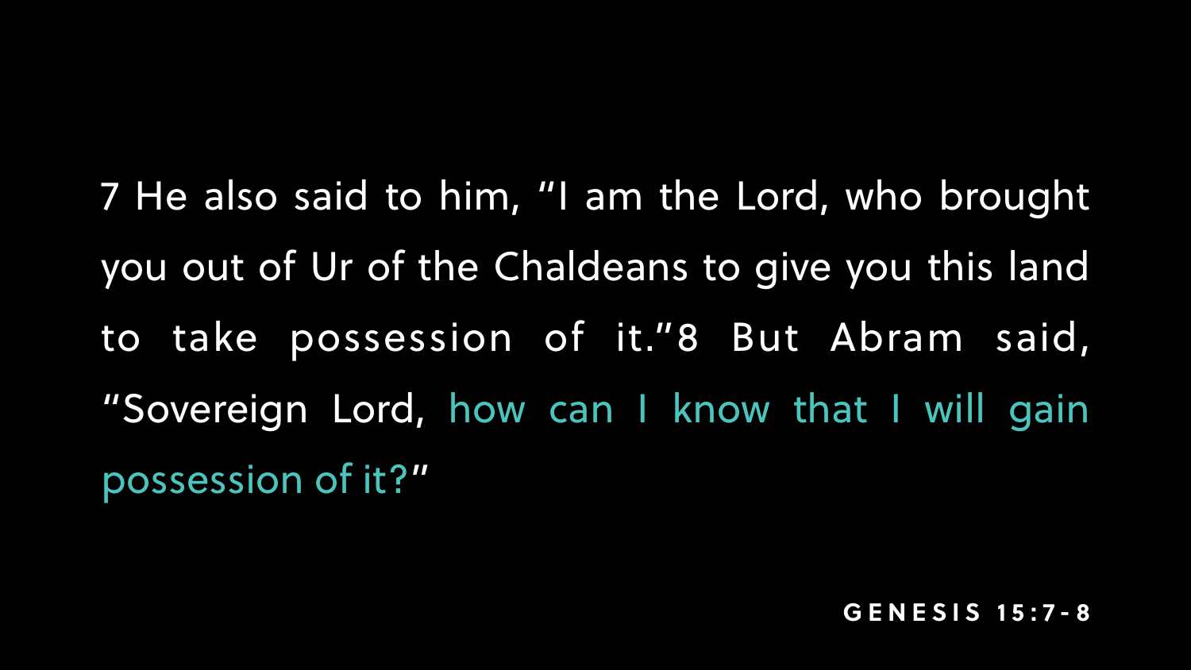7 He also said to him, "I am the Lord, who brought you out of Ur of the Chaldeans to give you this land to take possession of it."8 But Abram said, "Sovereign Lord, how can I know that I will gain possession of it?"

**GENESIS 15:7-8**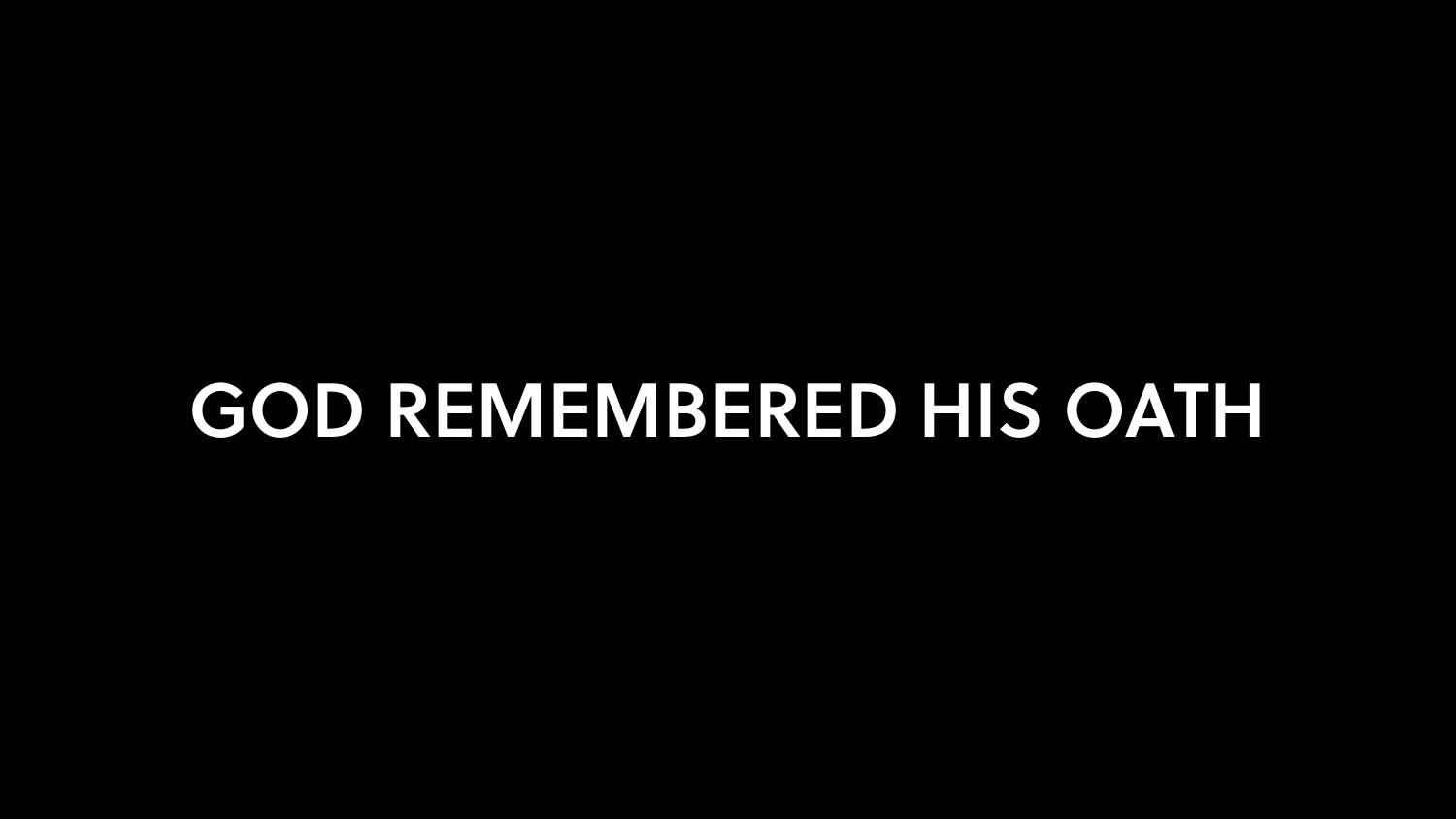# GOD REMEMBERED HIS OATH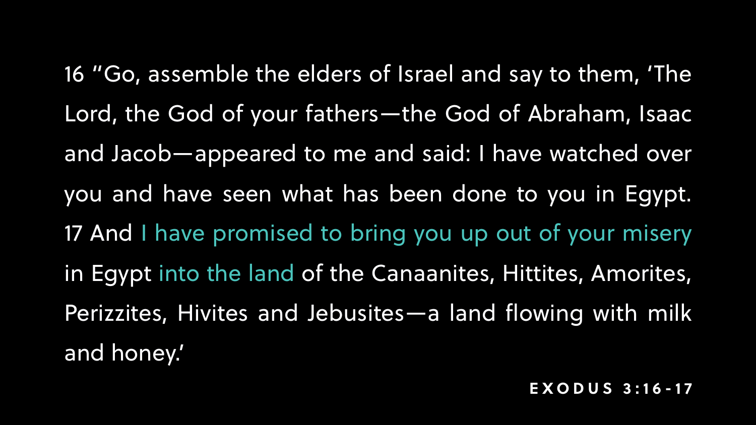16 "Go, assemble the elders of Israel and say to them, 'The Lord, the God of your fathers—the God of Abraham, Isaac and Jacob—appeared to me and said: I have watched over you and have seen what has been done to you in Egypt. 17 And I have promised to bring you up out of your misery in Egypt into the land of the Canaanites, Hittites, Amorites, Perizzites, Hivites and Jebusites—a land flowing with milk and honey.'

**EXODUS 3:16-17**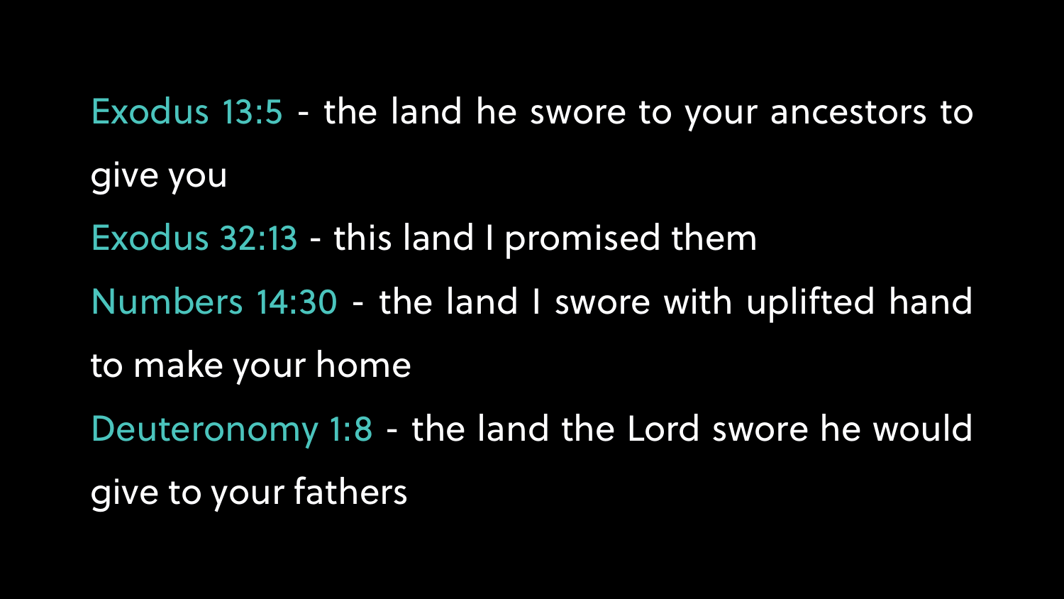Exodus 13:5 - the land he swore to your ancestors to give you

Exodus 32:13 - this land I promised them

Numbers 14:30 - the land I swore with uplifted hand to make your home

Deuteronomy 1:8 - the land the Lord swore he would give to your fathers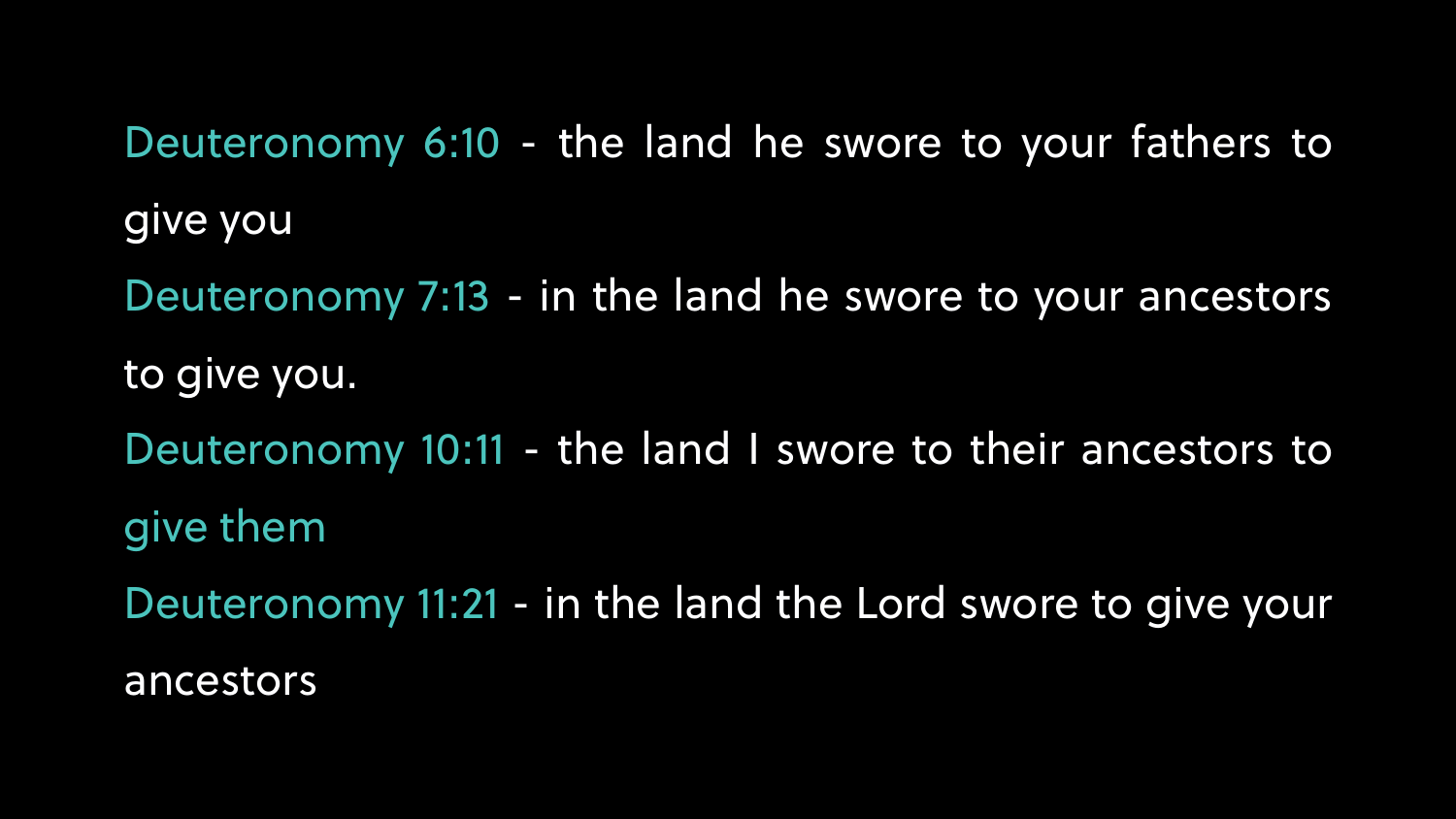Deuteronomy 6:10 - the land he swore to your fathers to give you

Deuteronomy 7:13 - in the land he swore to your ancestors to give you.

Deuteronomy 10:11 - the land I swore to their ancestors to give them

Deuteronomy 11:21 - in the land the Lord swore to give your ancestors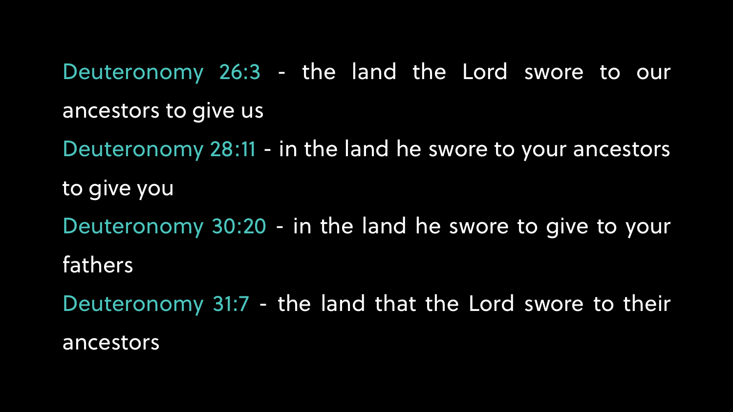Deuteronomy 26:3 - the land the Lord swore to our ancestors to give us

Deuteronomy 28:11 - in the land he swore to your ancestors to give you

Deuteronomy 30:20 - in the land he swore to give to your fathers

Deuteronomy 31:7 - the land that the Lord swore to their ancestors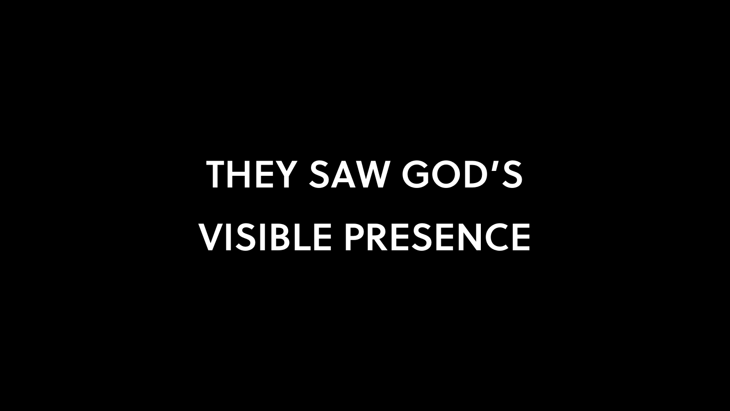THEY SAW GOD'S VISIBLE PRESENCE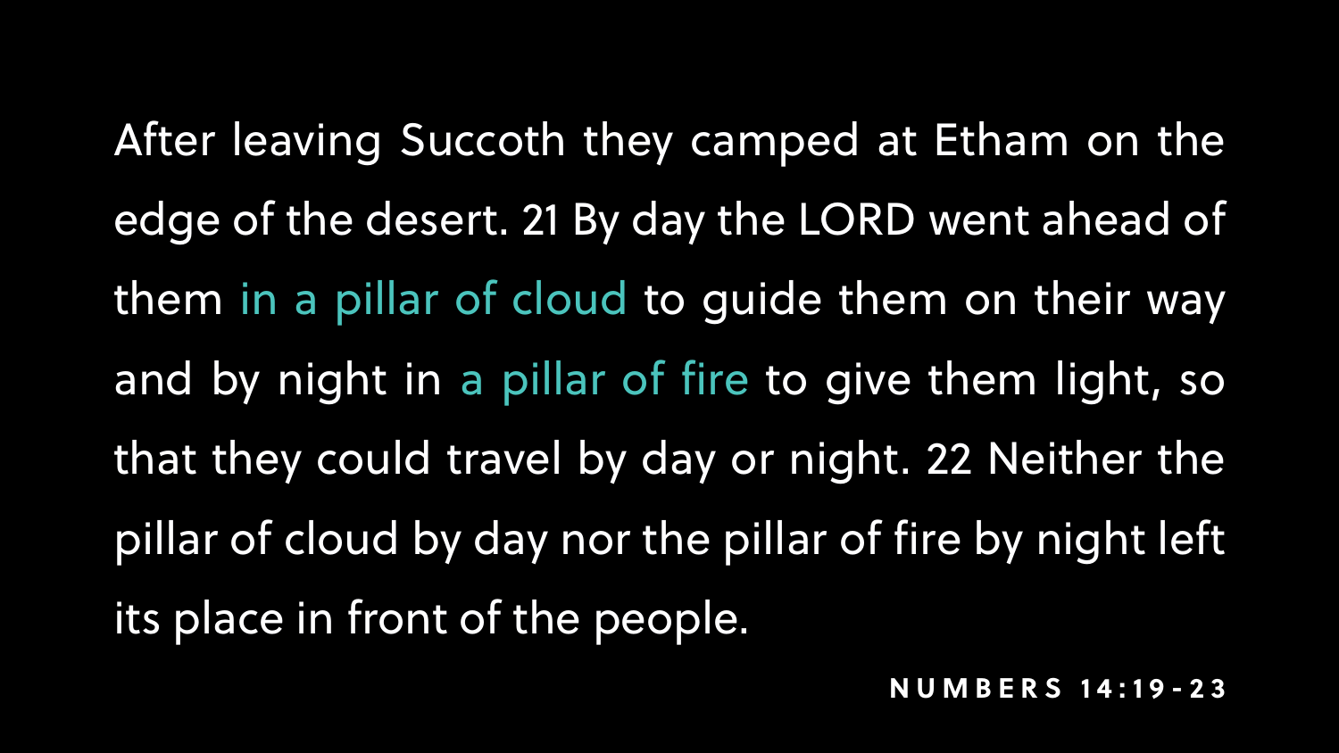After leaving Succoth they camped at Etham on the edge of the desert. 21 By day the LORD went ahead of them in a pillar of cloud to guide them on their way and by night in a pillar of fire to give them light, so that they could travel by day or night. 22 Neither the pillar of cloud by day nor the pillar of fire by night left its place in front of the people.

**NUMBERS 14:19-23**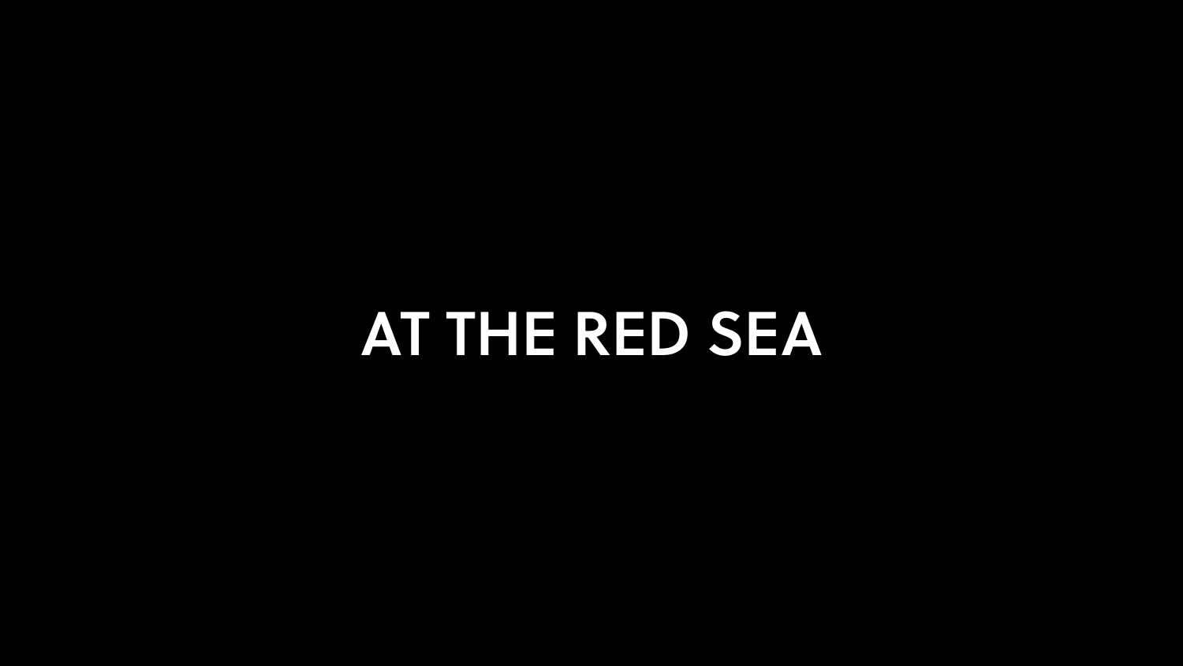# AT THE RED SEA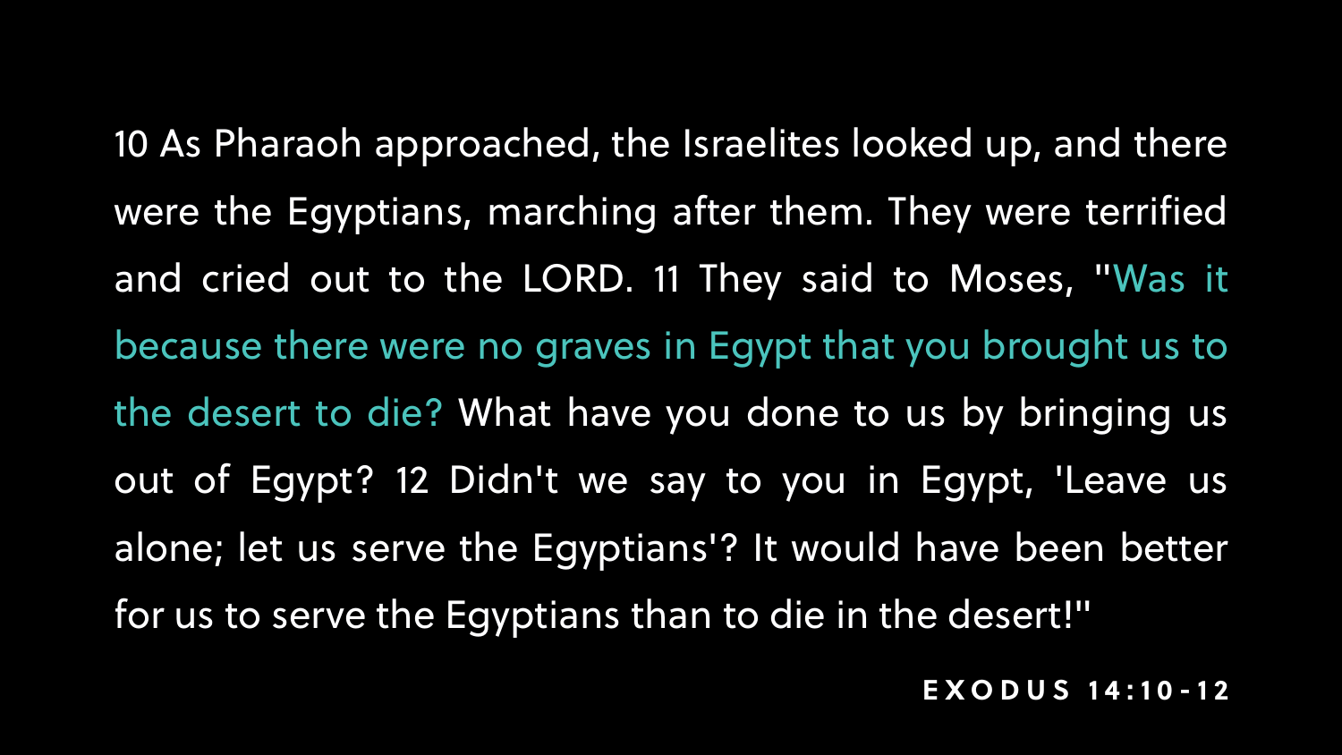10 As Pharaoh approached, the Israelites looked up, and there were the Egyptians, marching after them. They were terrified and cried out to the LORD. 11 They said to Moses, "Was it because there were no graves in Egypt that you brought us to the desert to die? What have you done to us by bringing us out of Egypt? 12 Didn't we say to you in Egypt, 'Leave us alone; let us serve the Egyptians'? It would have been better for us to serve the Egyptians than to die in the desert!"

**EXODUS 14:10-12**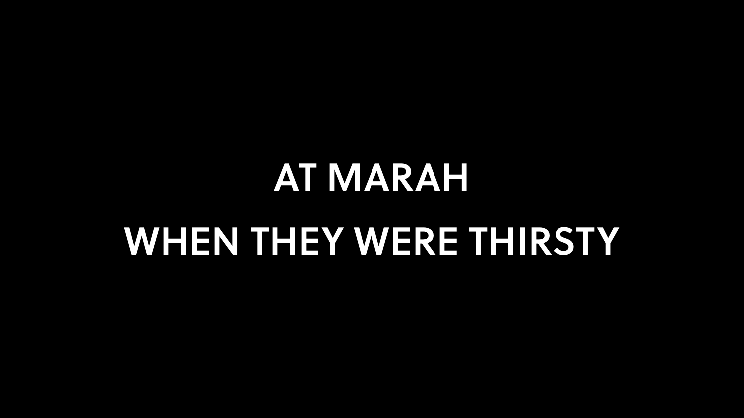# AT MARAH

# WHEN THEY WERE THIRSTY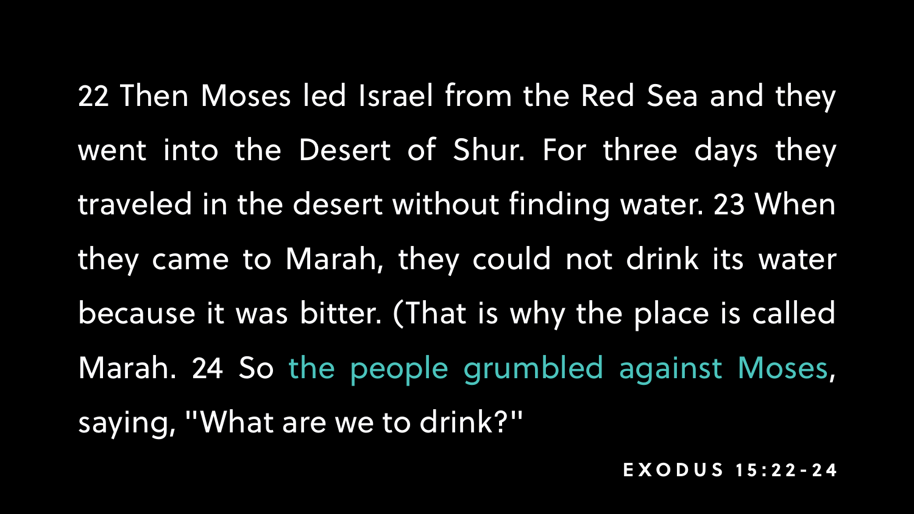22 Then Moses led Israel from the Red Sea and they went into the Desert of Shur. For three days they traveled in the desert without finding water. 23 When they came to Marah, they could not drink its water because it was bitter. (That is why the place is called Marah. 24 So **the people grumbled against Moses**, saying, "What are we to drink?"

EXODUS 15:22-24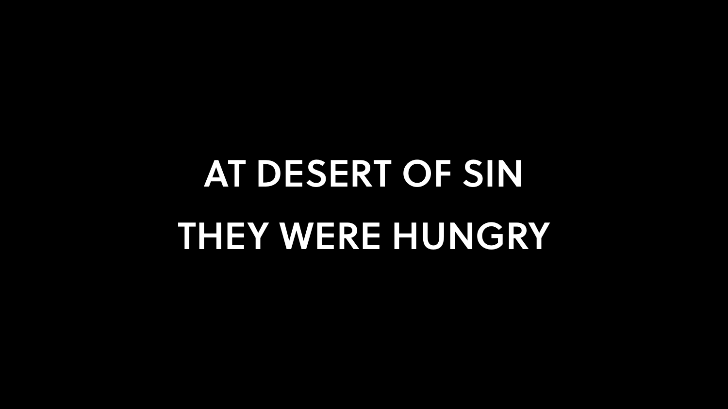AT DESERT OF SIN

THEY WERE HUNGRY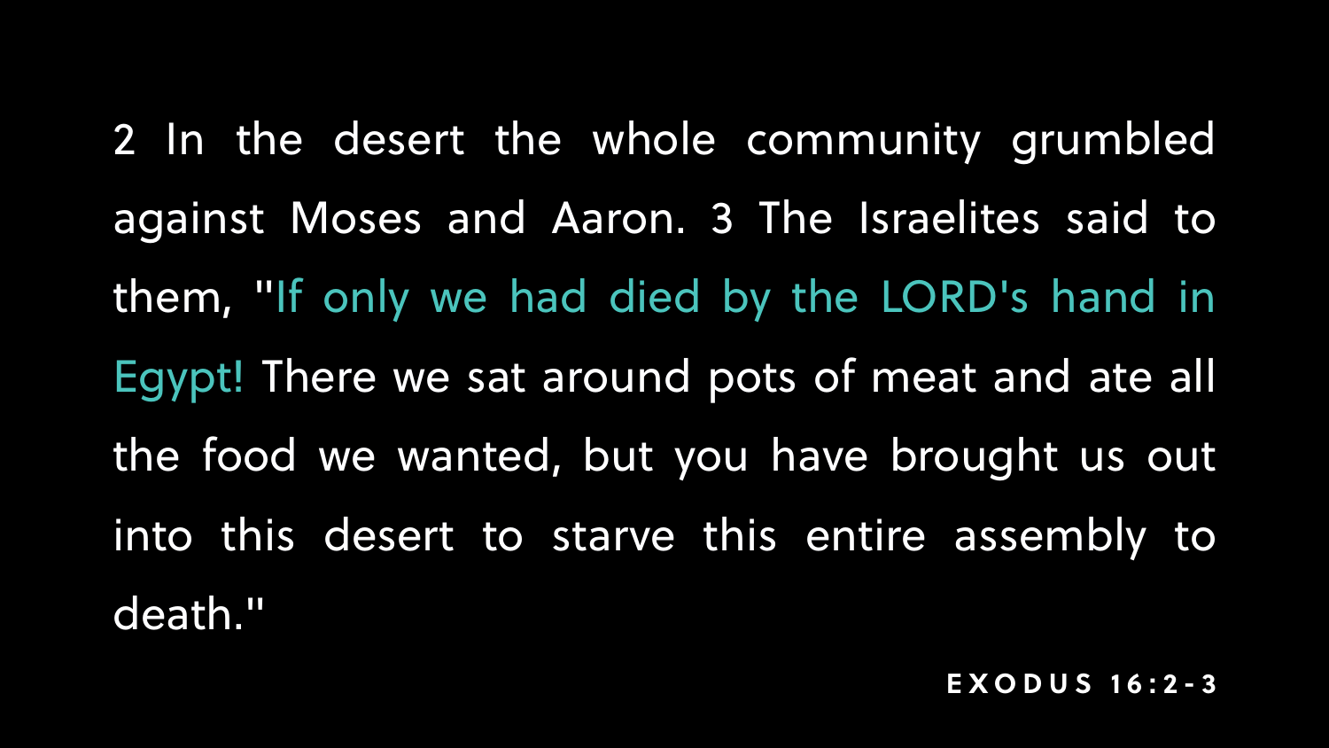2 In the desert the whole community grumbled against Moses and Aaron. 3 The Israelites said to them, "If only we had died by the LORD's hand in Egypt! There we sat around pots of meat and ate all the food we wanted, but you have brought us out into this desert to starve this entire assembly to death."

**EXODUS 16:2-3**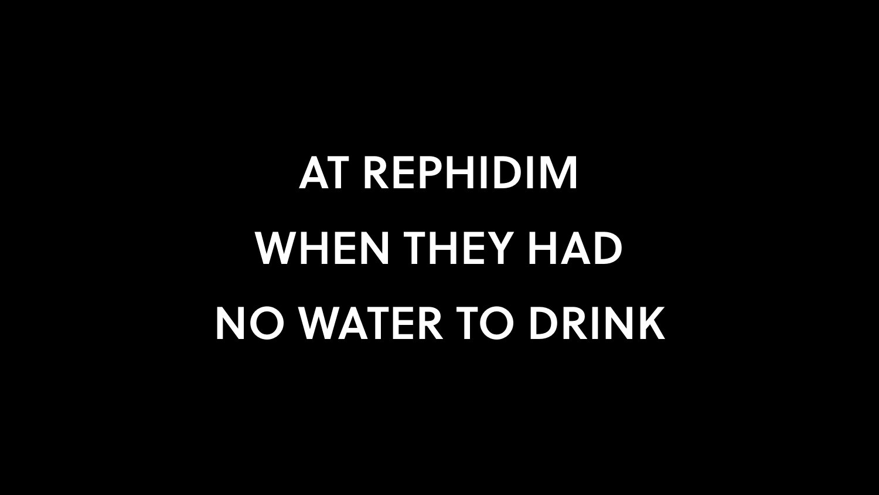AT REPHIDIM

WHEN THEY HAD

NO WATER TO DRINK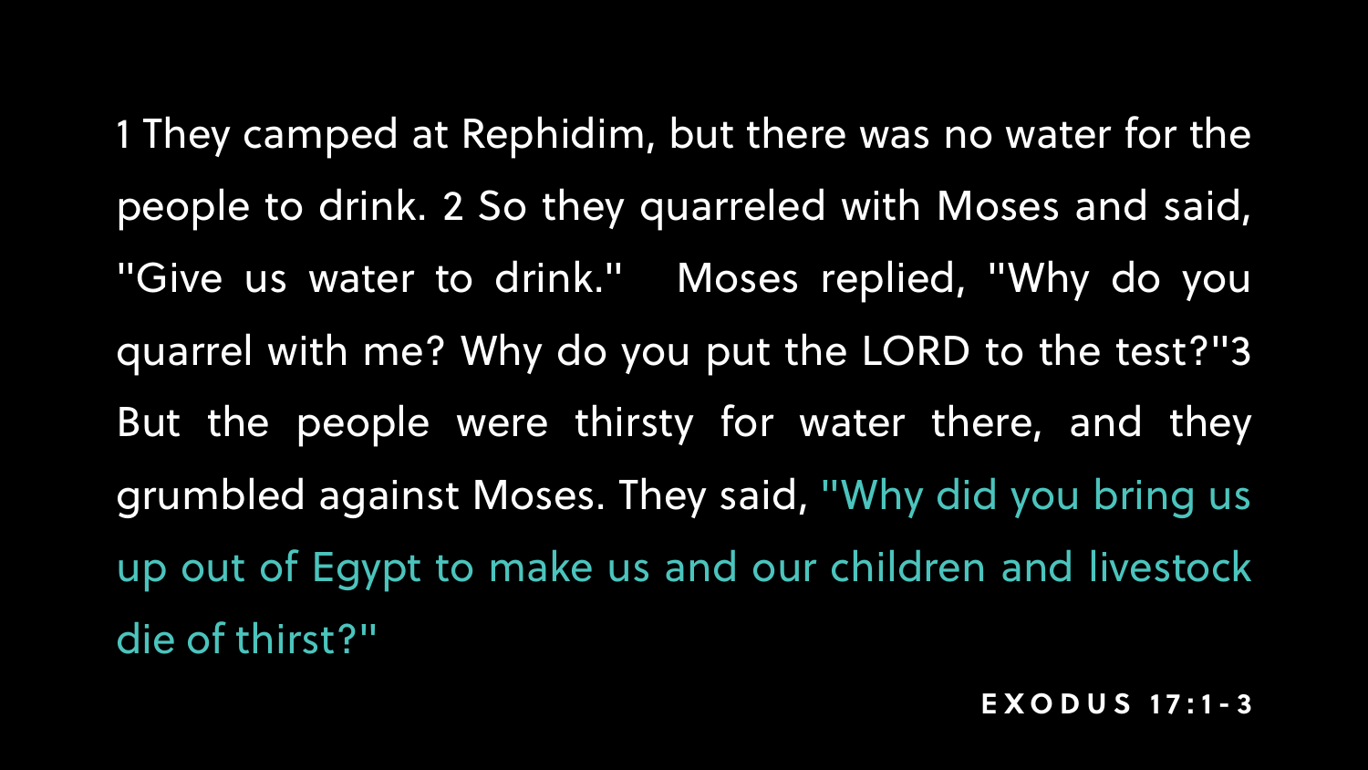1 They camped at Rephidim, but there was no water for the people to drink. 2 So they quarreled with Moses and said, "Give us water to drink." Moses replied, "Why do you quarrel with me? Why do you put the LORD to the test?"3 But the people were thirsty for water there, and they grumbled against Moses. They said, "Why did you bring us up out of Egypt to make us and our children and livestock die of thirst?"

**EXODUS 17:1-3**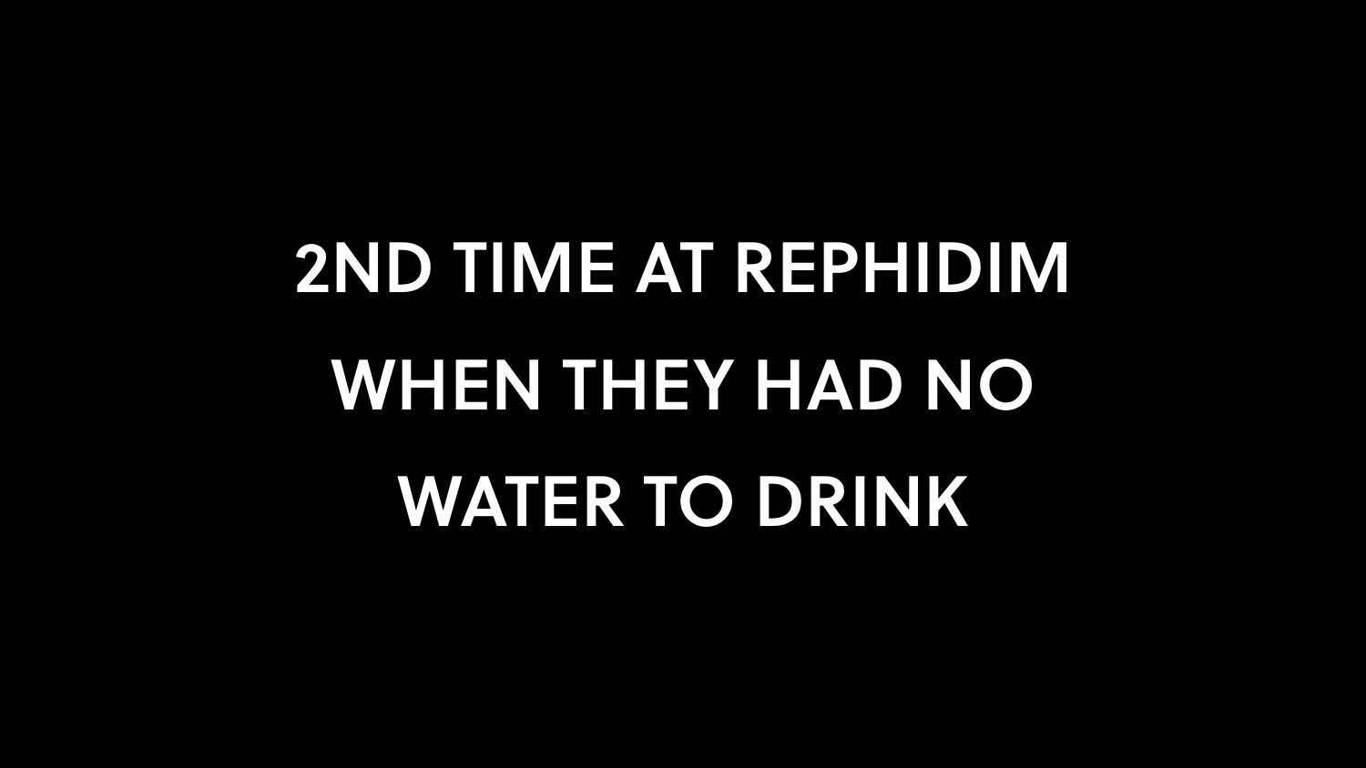# 2ND TIME AT REPHIDIM WHEN THEY HAD NO WATER TO DRINK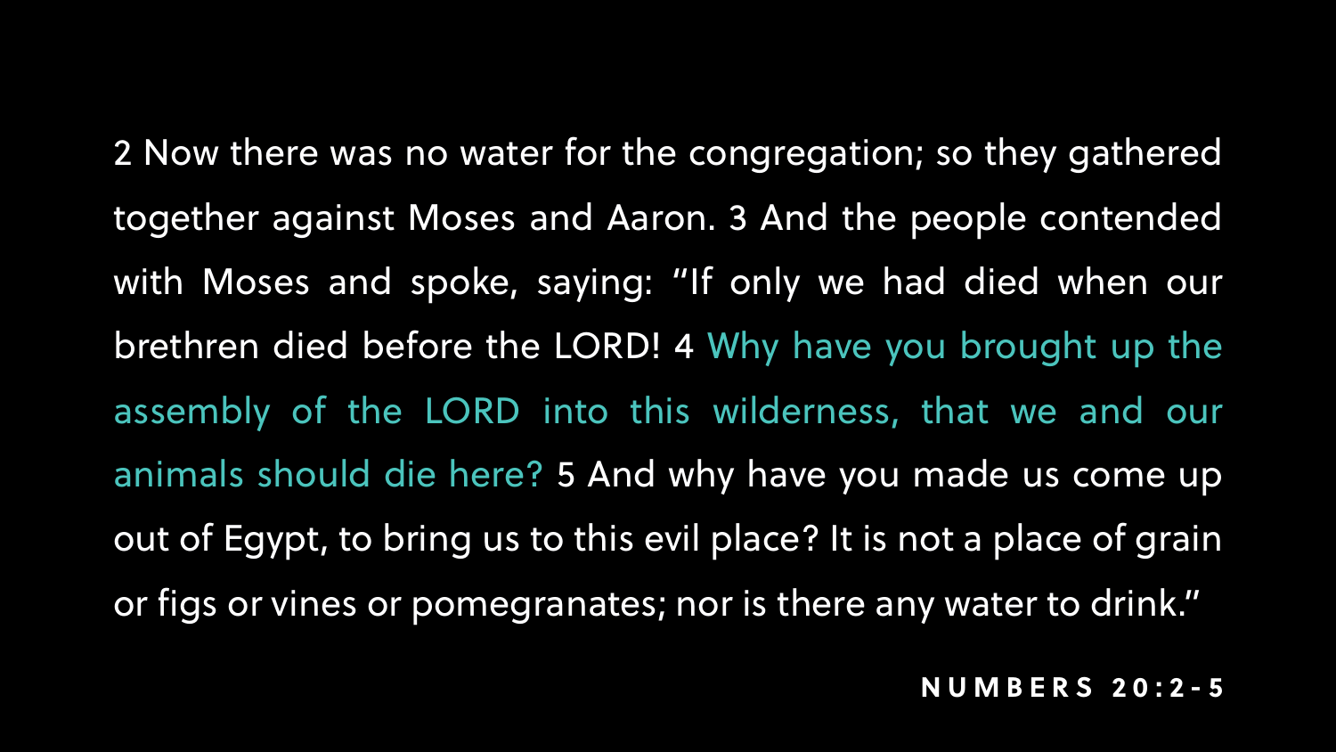2 Now there was no water for the congregation; so they gathered together against Moses and Aaron. 3 And the people contended with Moses and spoke, saying: "If only we had died when our brethren died before the LORD! 4 Why have you brought up the assembly of the LORD into this wilderness, that we and our animals should die here? 5 And why have you made us come up out of Egypt, to bring us to this evil place? It is not a place of grain or figs or vines or pomegranates; nor is there any water to drink."

**NUMBERS 20:2-5**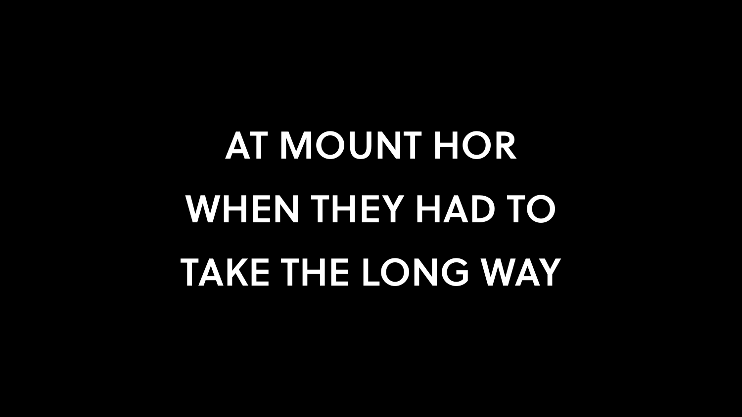AT MOUNT HOR
WHEN THEY HAD TO
TAKE THE LONG WAY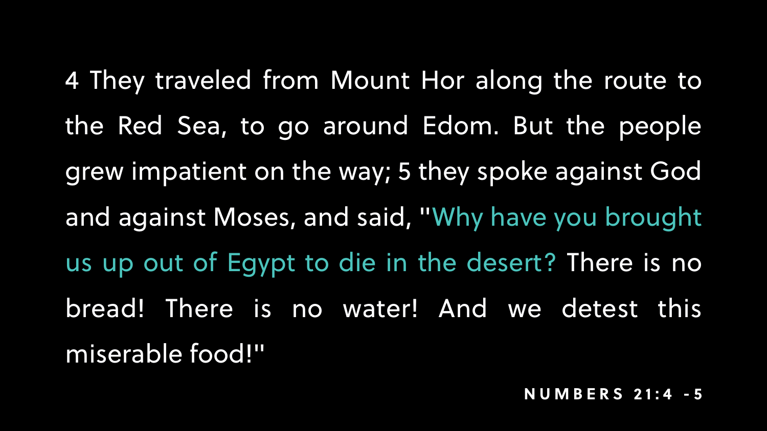4 They traveled from Mount Hor along the route to the Red Sea, to go around Edom. But the people grew impatient on the way; 5 they spoke against God and against Moses, and said, "Why have you brought us up out of Egypt to die in the desert? There is no bread! There is no water! And we detest this miserable food!"

**NUMBERS 21:4 -5**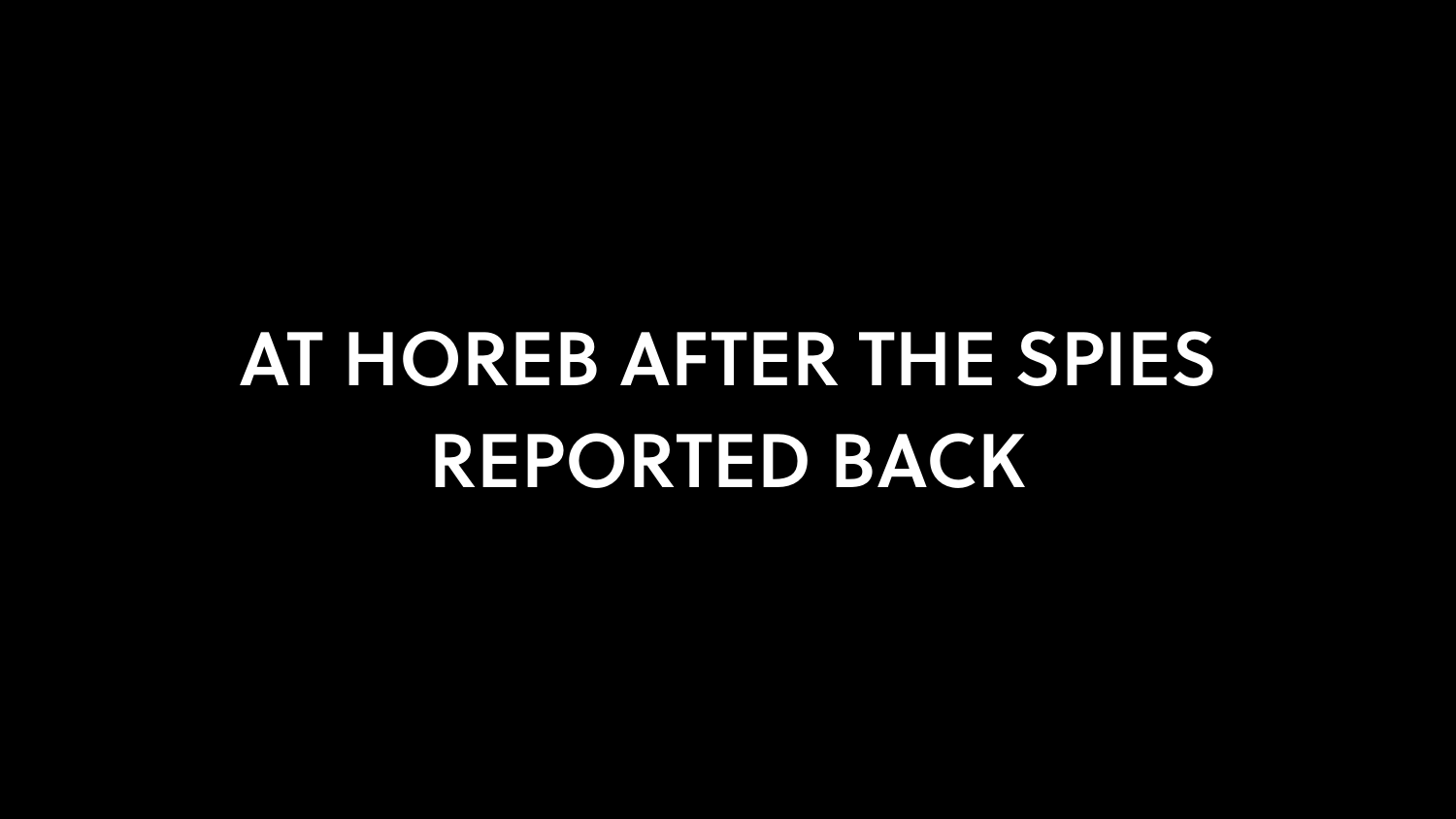# AT HOREB AFTER THE SPIES REPORTED BACK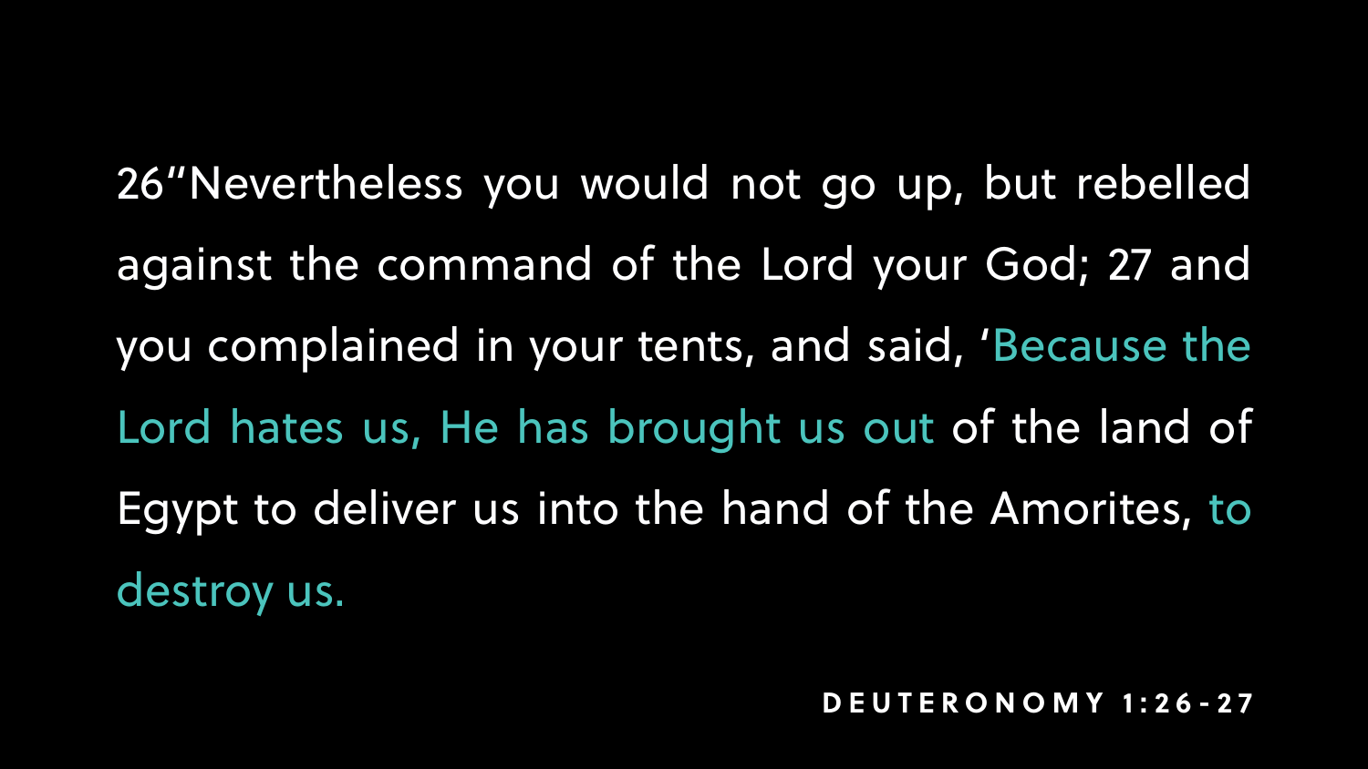26"Nevertheless you would not go up, but rebelled against the command of the Lord your God; 27 and you complained in your tents, and said, 'Because the Lord hates us, He has brought us out of the land of Egypt to deliver us into the hand of the Amorites, to destroy us.

**DEUTERONOMY 1:26-27**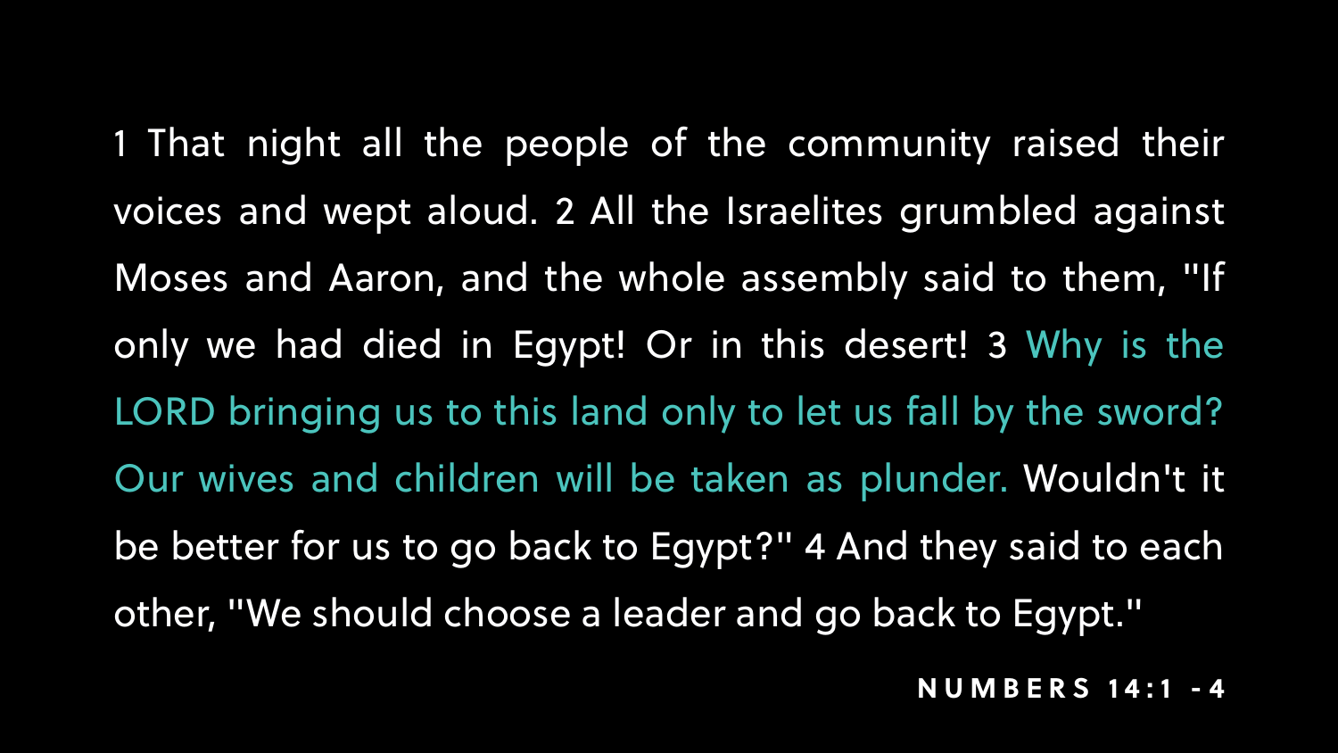1 That night all the people of the community raised their voices and wept aloud. 2 All the Israelites grumbled against Moses and Aaron, and the whole assembly said to them, "If only we had died in Egypt! Or in this desert! 3 Why is the LORD bringing us to this land only to let us fall by the sword? Our wives and children will be taken as plunder. Wouldn't it be better for us to go back to Egypt?" 4 And they said to each other, "We should choose a leader and go back to Egypt."

**NUMBERS 14:1 -4**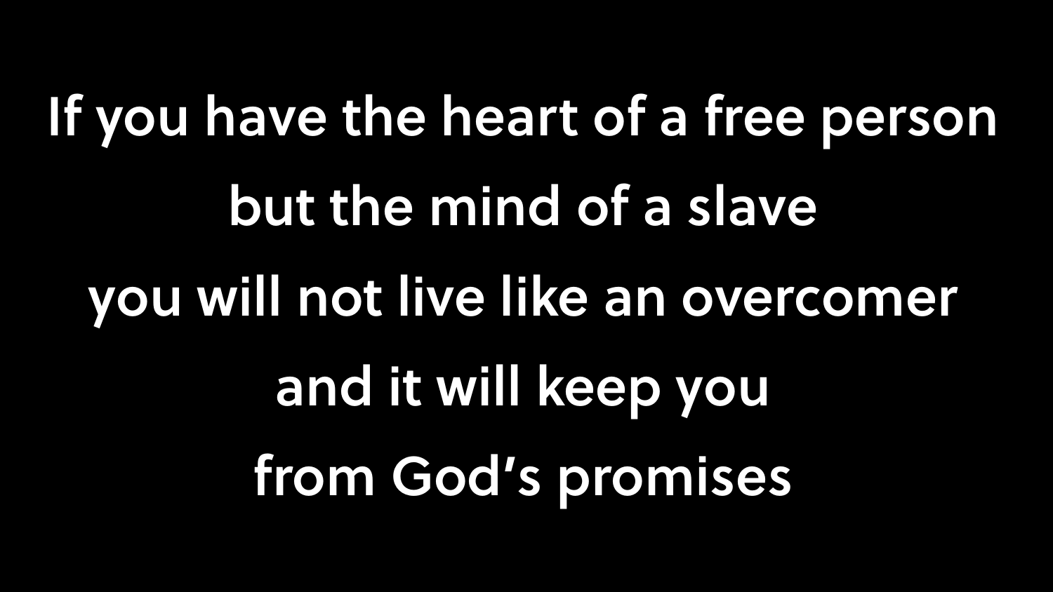If you have the heart of a free person

but the mind of a slave

you will not live like an overcomer

and it will keep you

from God's promises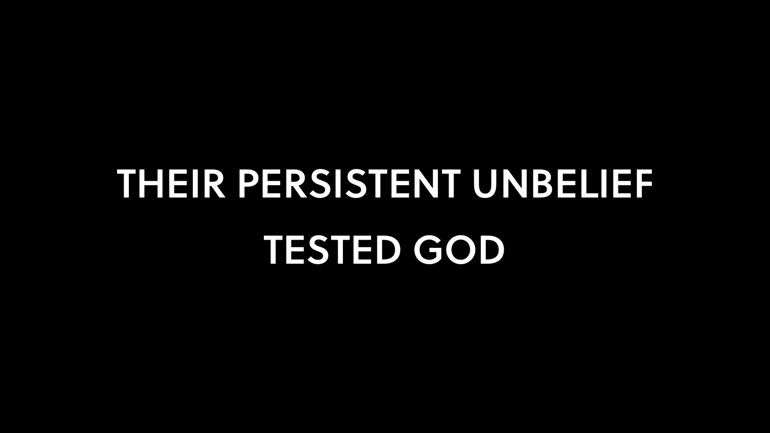# THEIR PERSISTENT UNBELIEF TESTED GOD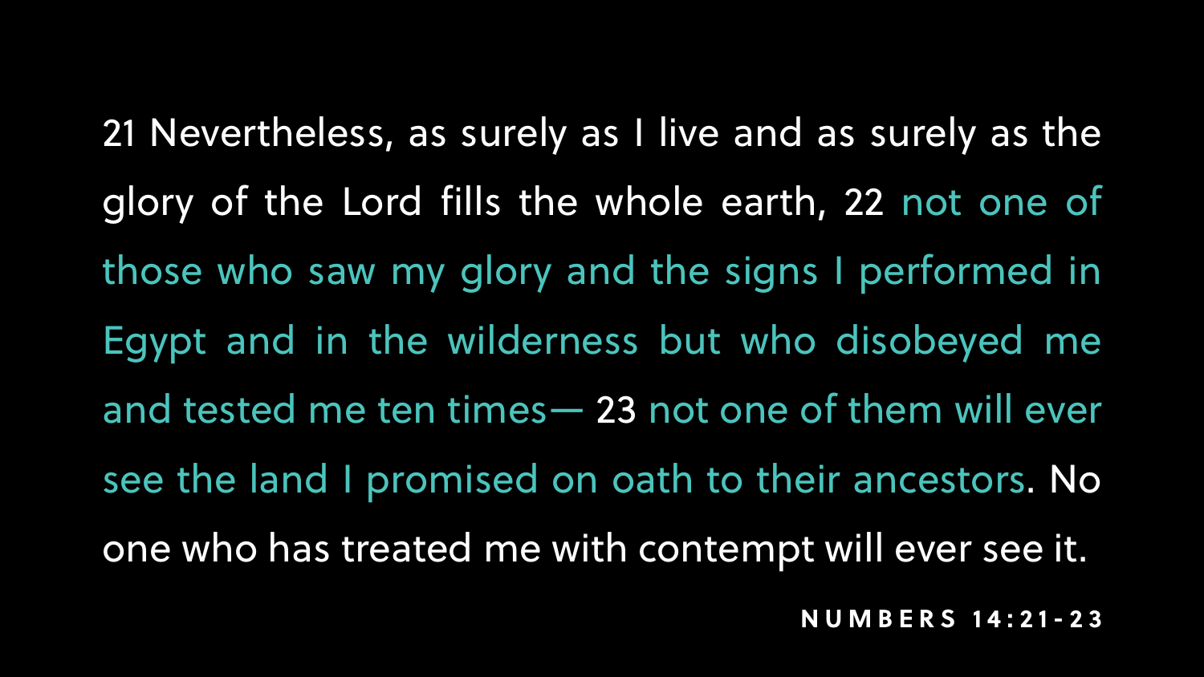21 Nevertheless, as surely as I live and as surely as the glory of the Lord fills the whole earth, 22 not one of those who saw my glory and the signs I performed in Egypt and in the wilderness but who disobeyed me and tested me ten times— 23 not one of them will ever see the land I promised on oath to their ancestors. No one who has treated me with contempt will ever see it.

**NUMBERS 14:21-23**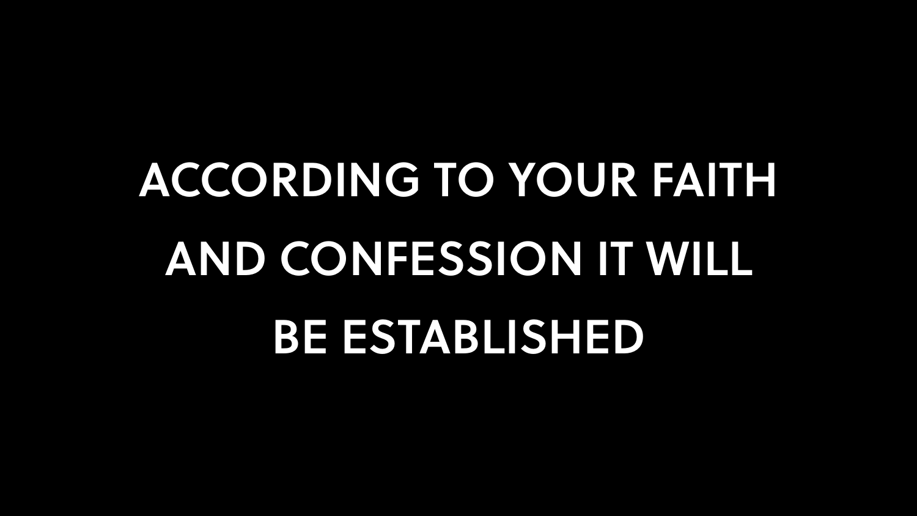ACCORDING TO YOUR FAITH AND CONFESSION IT WILL BE ESTABLISHED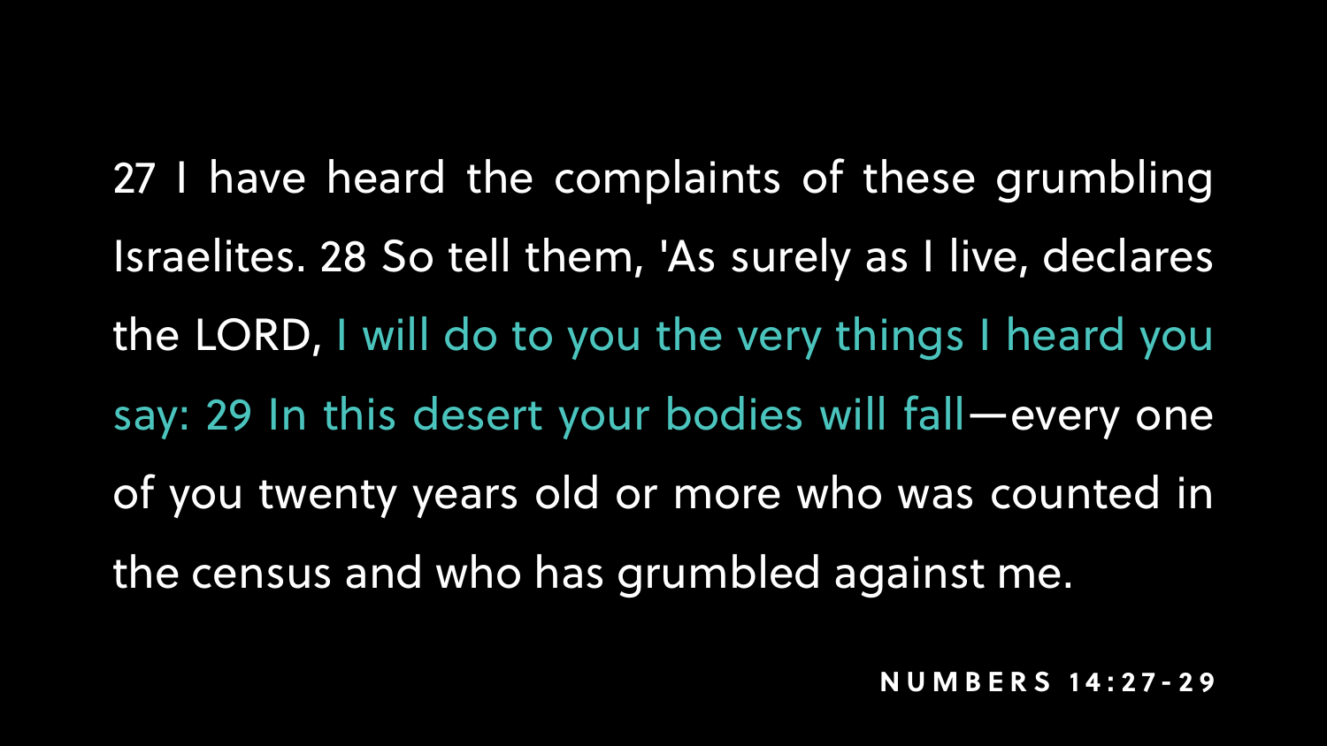27 I have heard the complaints of these grumbling Israelites. 28 So tell them, 'As surely as I live, declares the LORD, I will do to you the very things I heard you say: 29 In this desert your bodies will fall—every one of you twenty years old or more who was counted in the census and who has grumbled against me.

**NUMBERS 14:27-29**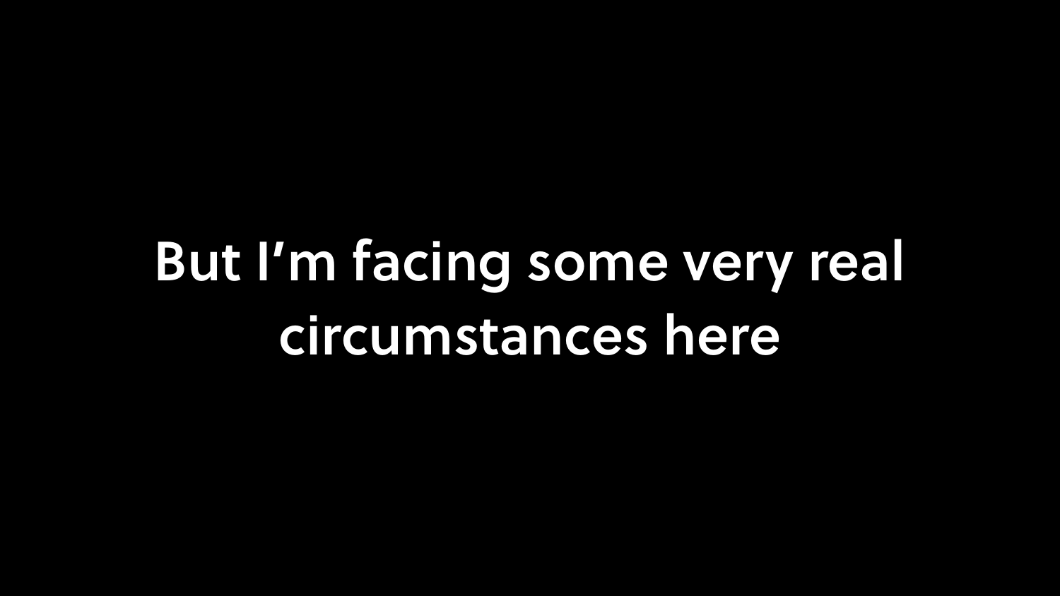But I’m facing some very real circumstances here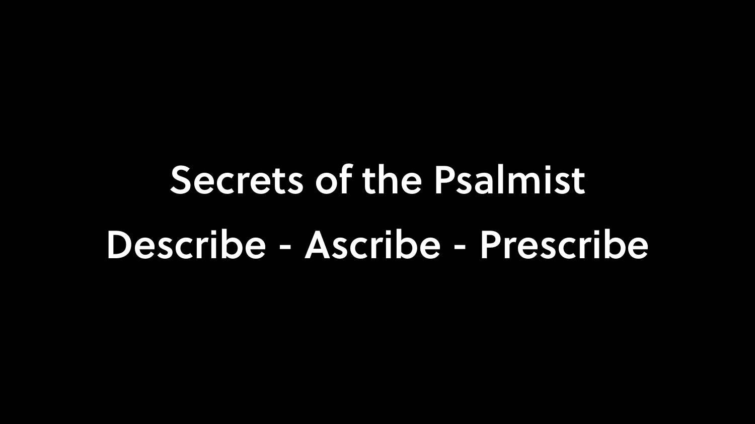# Secrets of the Psalmist

## Describe - Ascribe - Prescribe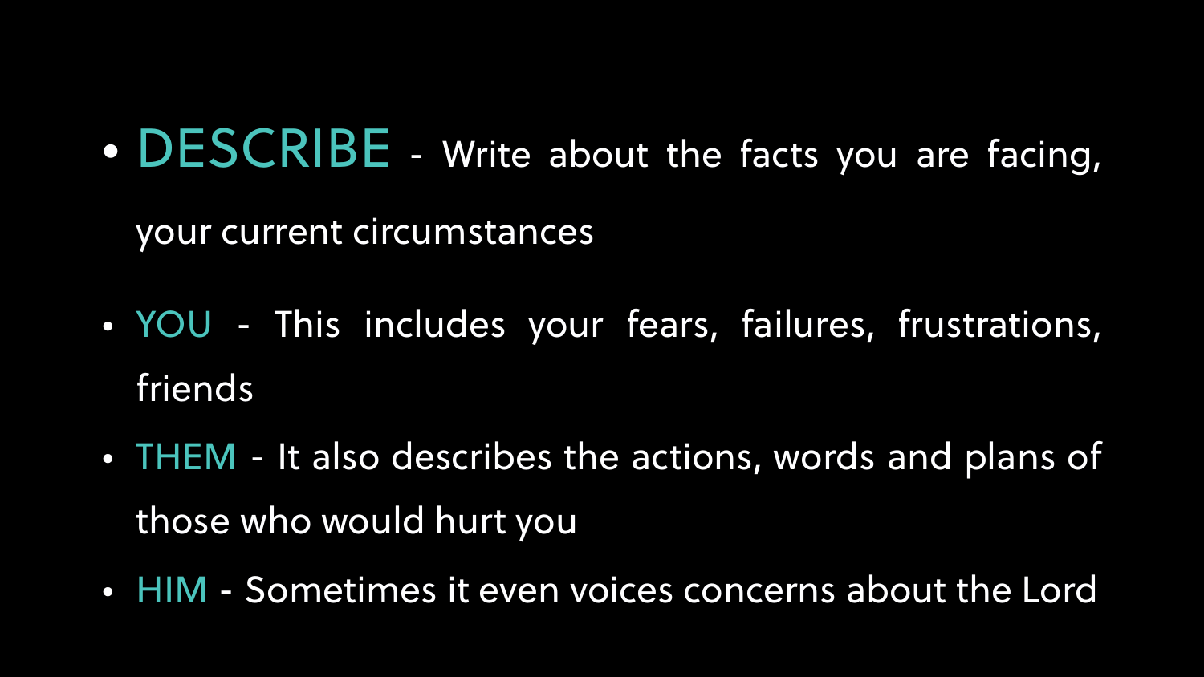- DESCRIBE - Write about the facts you are facing, your current circumstances
- YOU - This includes your fears, failures, frustrations, friends
- THEM - It also describes the actions, words and plans of those who would hurt you
- HIM - Sometimes it even voices concerns about the Lord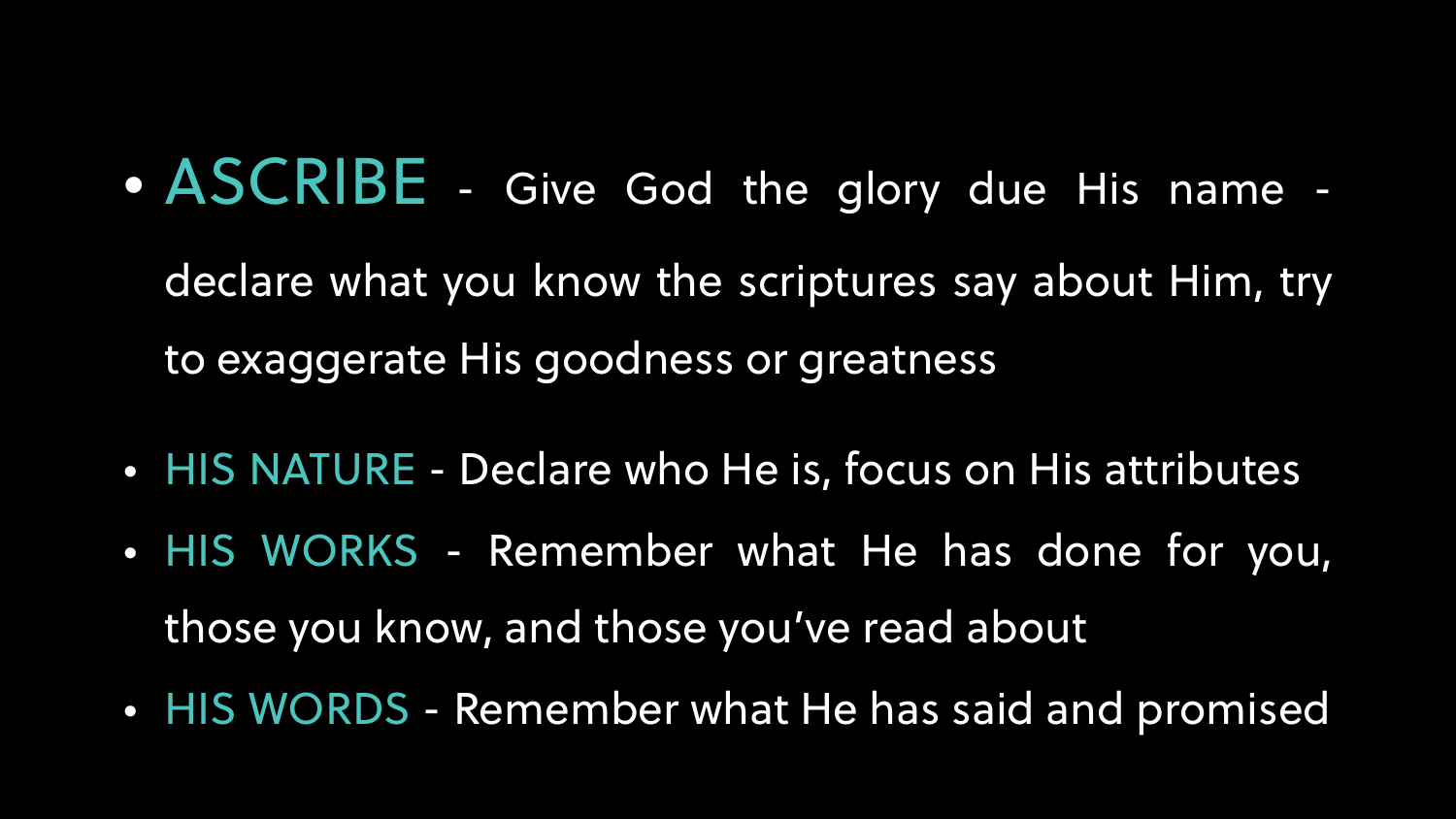- ASCRIBE - Give God the glory due His name - declare what you know the scriptures say about Him, try to exaggerate His goodness or greatness
- HIS NATURE - Declare who He is, focus on His attributes
- HIS WORKS - Remember what He has done for you, those you know, and those you've read about
- HIS WORDS - Remember what He has said and promised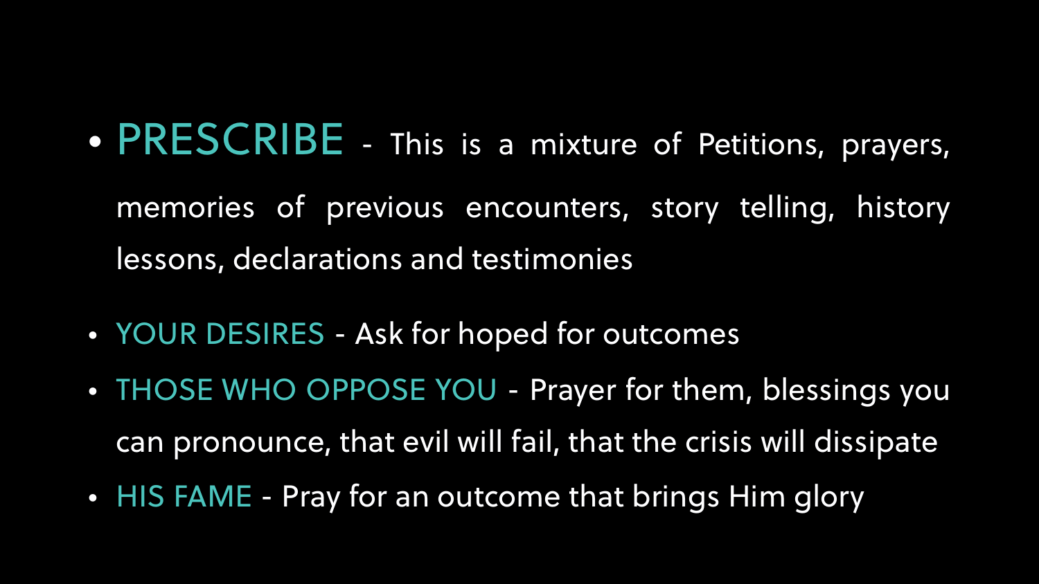- **PRESCRIBE** - This is a mixture of Petitions, prayers, memories of previous encounters, story telling, history lessons, declarations and testimonies
- **YOUR DESIRES** - Ask for hoped for outcomes
- **THOSE WHO OPPOSE YOU** - Prayer for them, blessings you can pronounce, that evil will fail, that the crisis will dissipate
- **HIS FAME** - Pray for an outcome that brings Him glory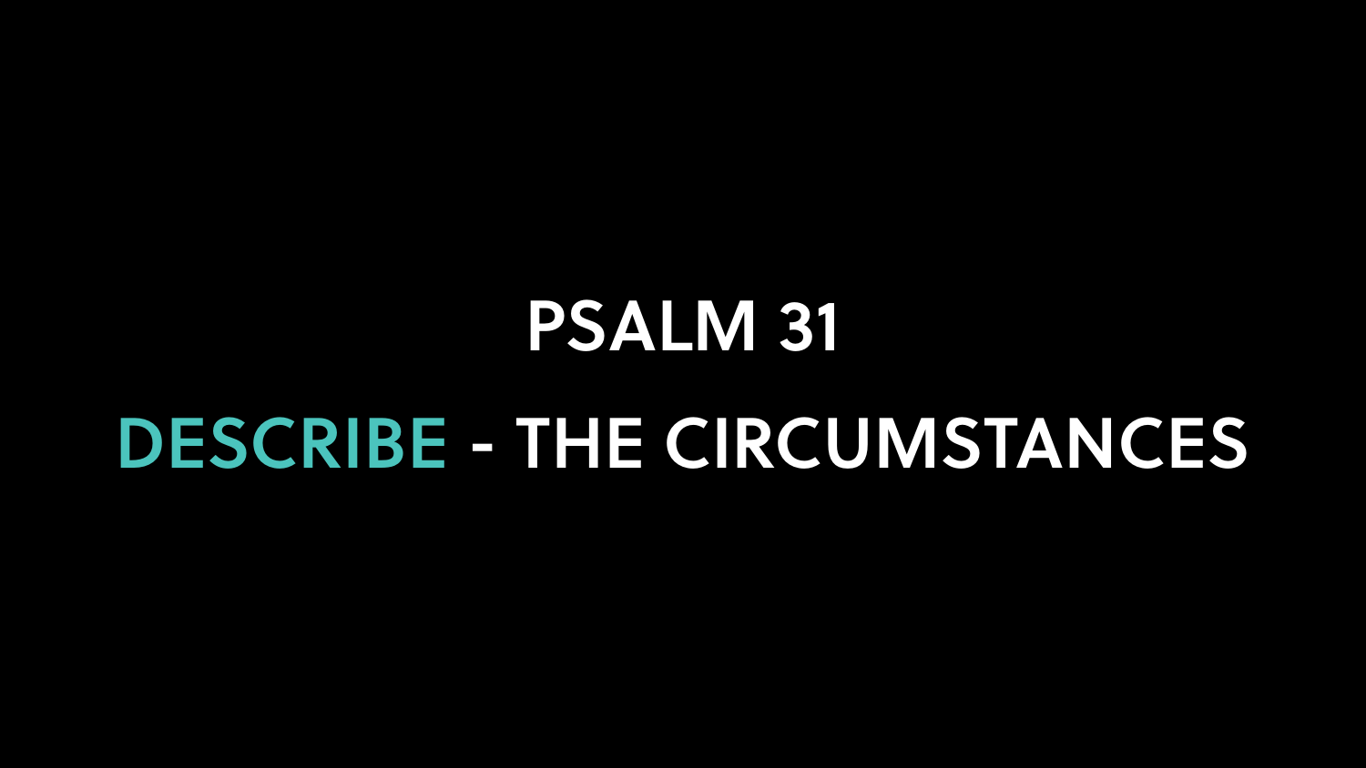# PSALM 31

## DESCRIBE - THE CIRCUMSTANCES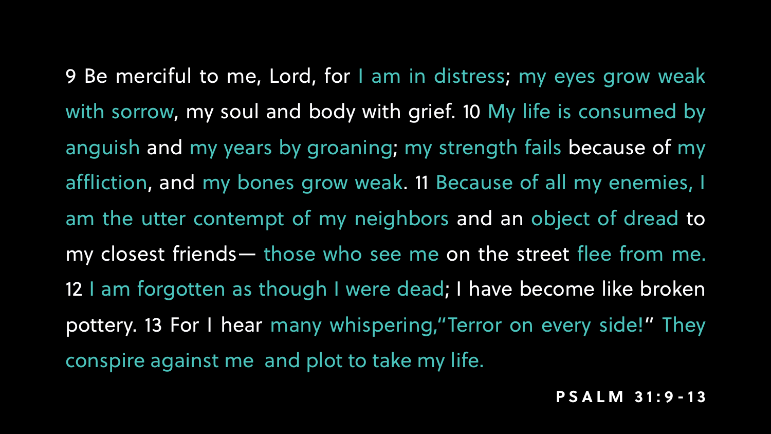9 Be merciful to me, Lord, for I am in distress; my eyes grow weak with sorrow, my soul and body with grief. 10 My life is consumed by anguish and my years by groaning; my strength fails because of my affliction, and my bones grow weak. 11 Because of all my enemies, I am the utter contempt of my neighbors and an object of dread to my closest friends— those who see me on the street flee from me. 12 I am forgotten as though I were dead; I have become like broken pottery. 13 For I hear many whispering,"Terror on every side!" They conspire against me and plot to take my life.

**PSALM 31:9-13**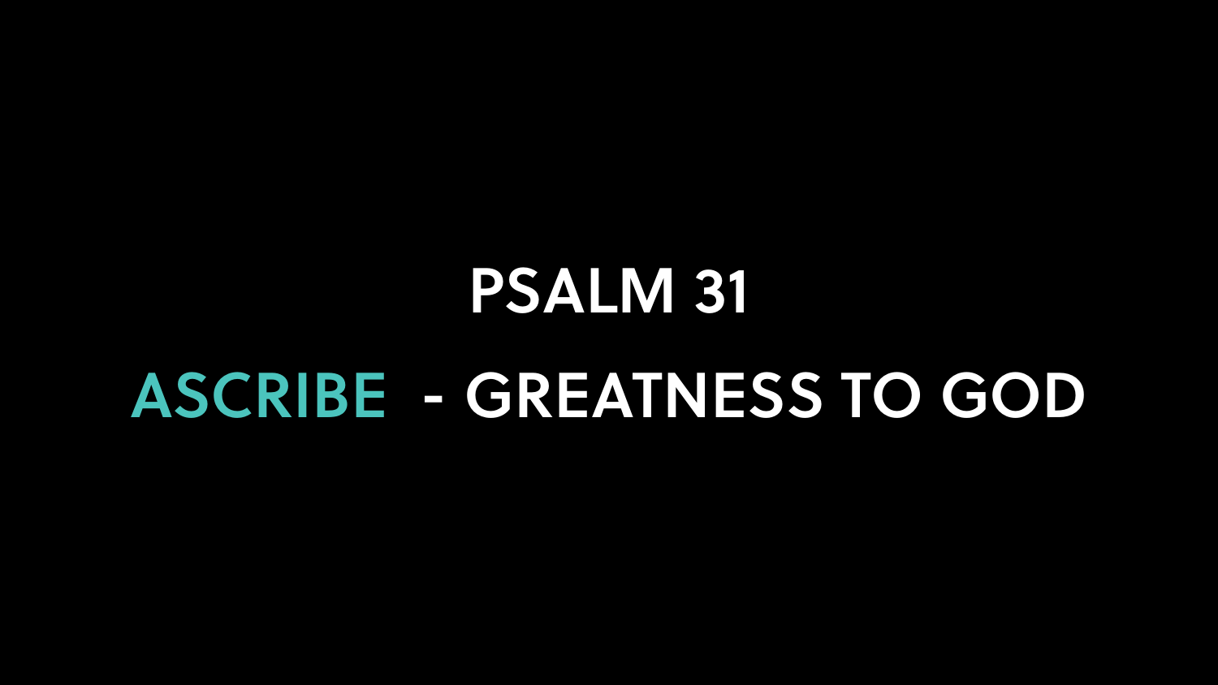# PSALM 31

## ASCRIBE - GREATNESS TO GOD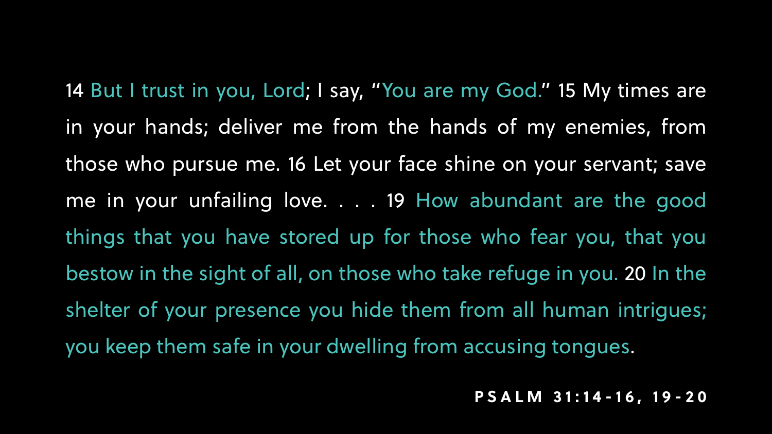14 But I trust in you, Lord; I say, "You are my God." 15 My times are in your hands; deliver me from the hands of my enemies, from those who pursue me. 16 Let your face shine on your servant; save me in your unfailing love. . . . 19 How abundant are the good things that you have stored up for those who fear you, that you bestow in the sight of all, on those who take refuge in you. 20 In the shelter of your presence you hide them from all human intrigues; you keep them safe in your dwelling from accusing tongues.

**PSALM 31:14-16, 19-20**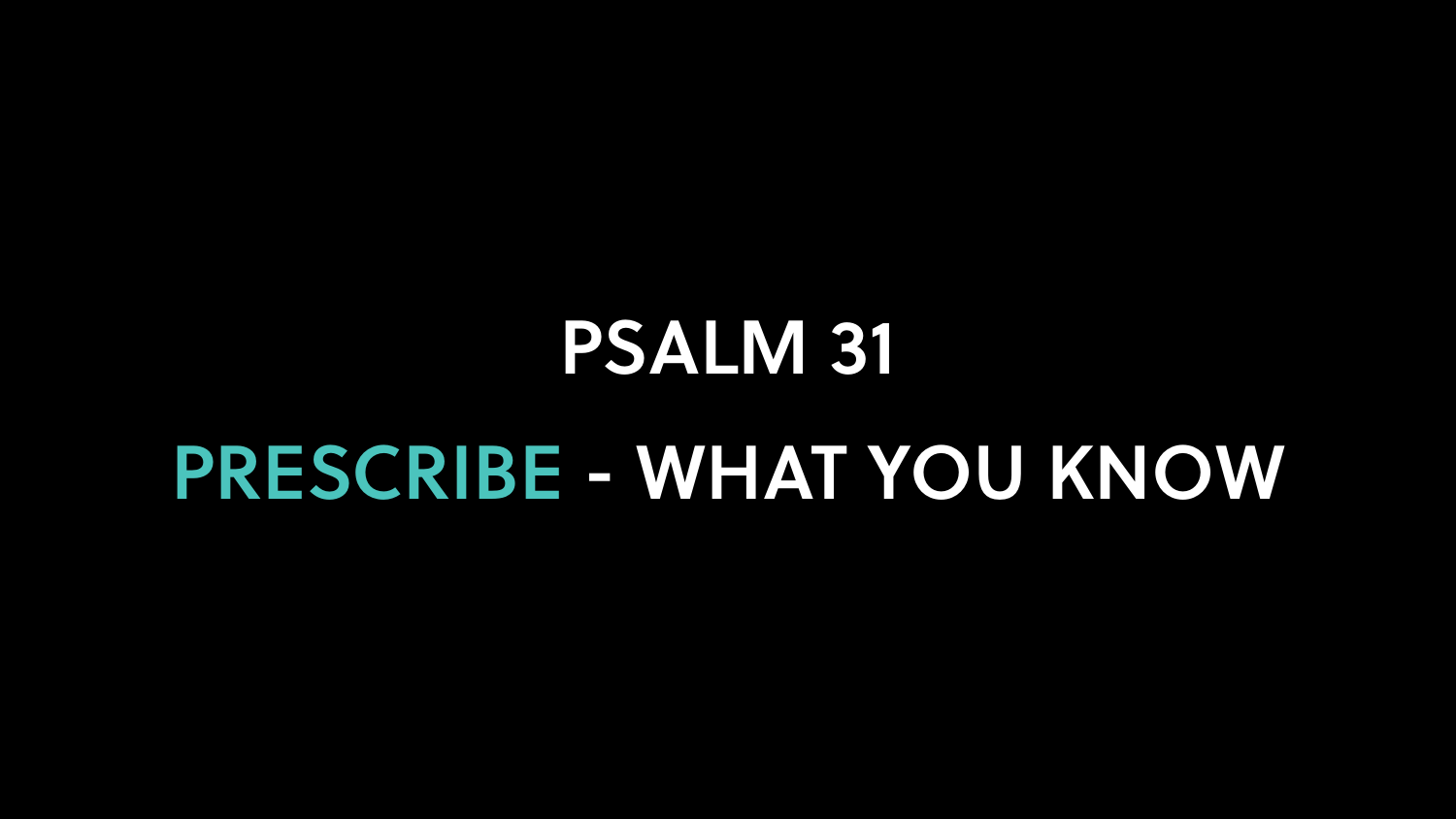# PSALM 31

## PRESCRIBE - WHAT YOU KNOW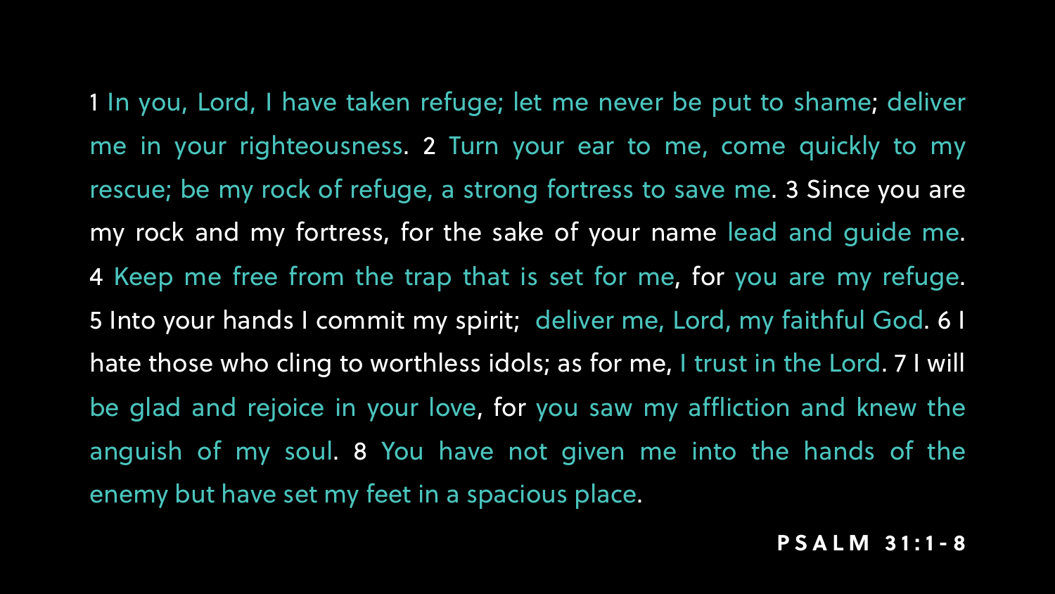1 In you, Lord, I have taken refuge; let me never be put to shame; deliver me in your righteousness. 2 Turn your ear to me, come quickly to my rescue; be my rock of refuge, a strong fortress to save me. 3 Since you are my rock and my fortress, for the sake of your name lead and guide me. 4 Keep me free from the trap that is set for me, for you are my refuge. 5 Into your hands I commit my spirit; deliver me, Lord, my faithful God. 6 I hate those who cling to worthless idols; as for me, I trust in the Lord. 7 I will be glad and rejoice in your love, for you saw my affliction and knew the anguish of my soul. 8 You have not given me into the hands of the enemy but have set my feet in a spacious place.

**PSALM 31:1-8**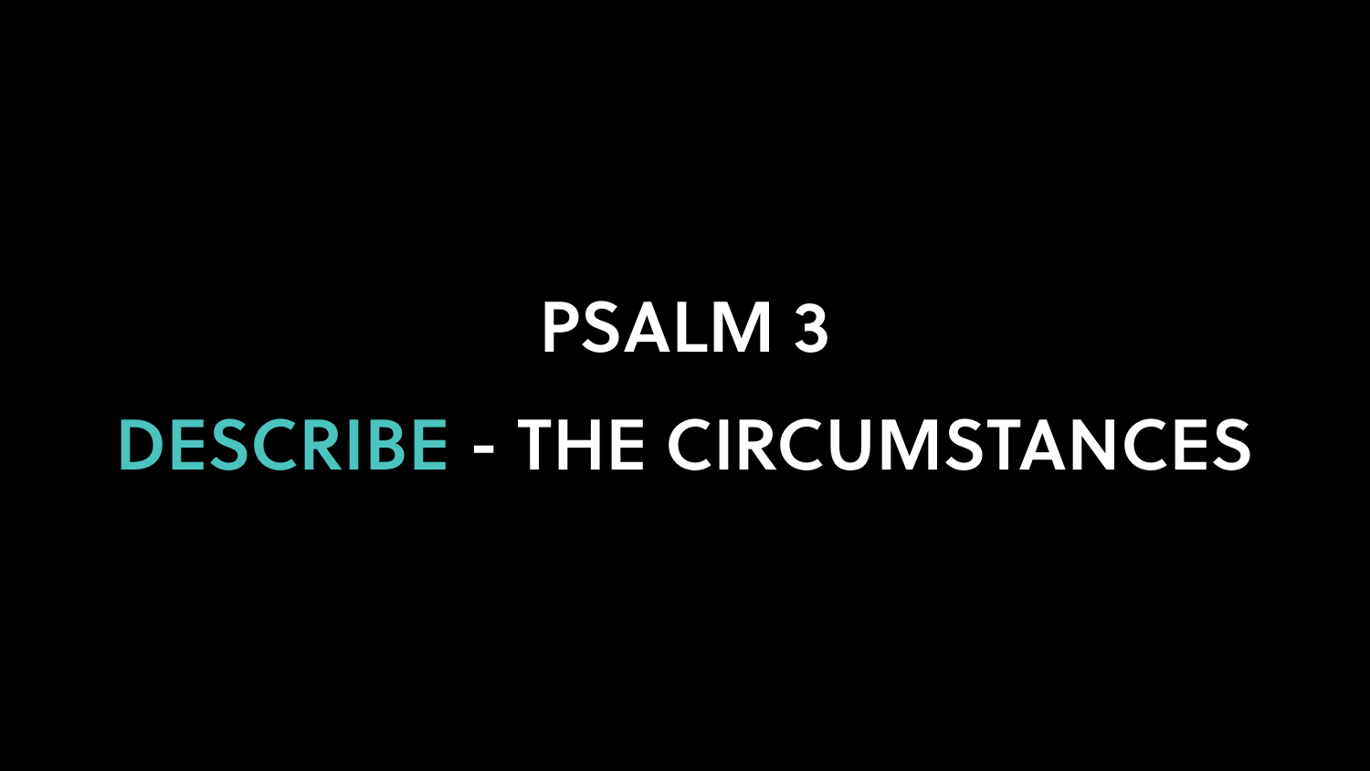# PSALM 3

## DESCRIBE - THE CIRCUMSTANCES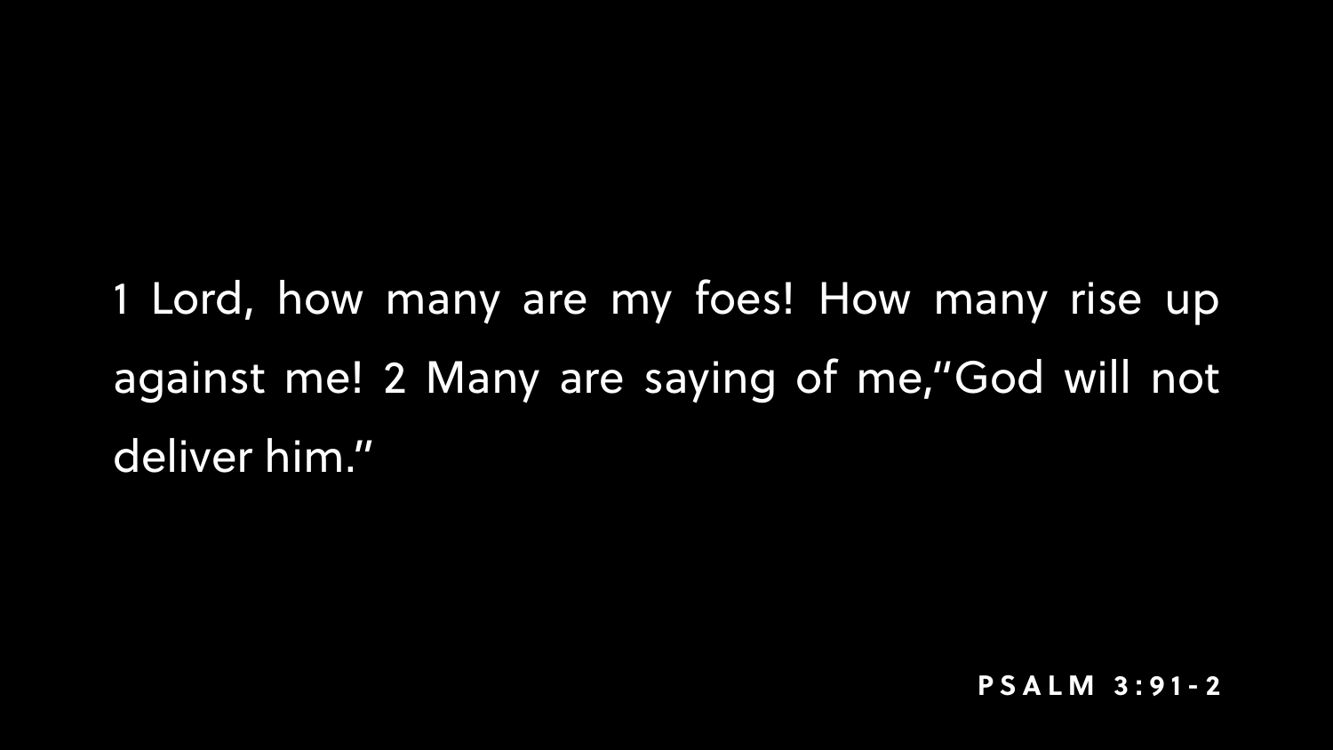1 Lord, how many are my foes! How many rise up against me! 2 Many are saying of me,"God will not deliver him."

**PSALM 3:91-2**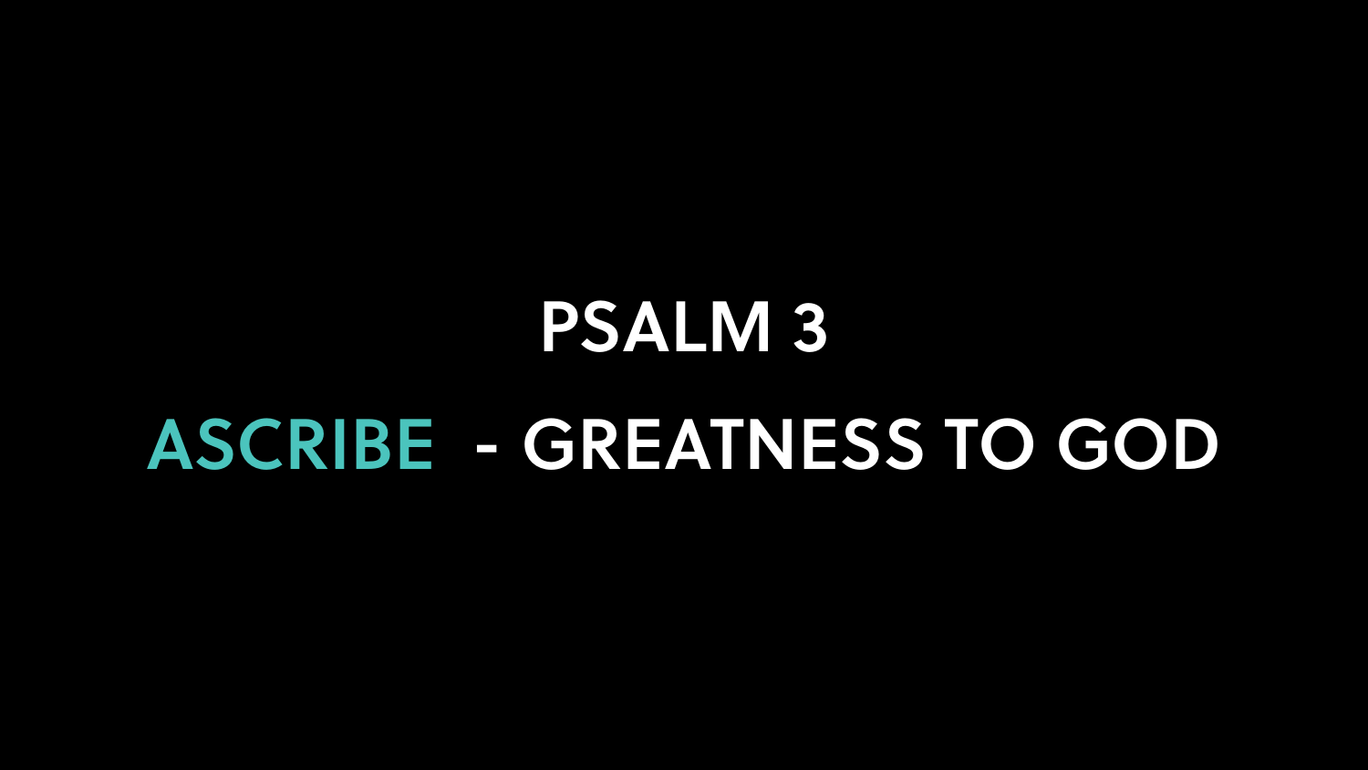# PSALM 3

## ASCRIBE - GREATNESS TO GOD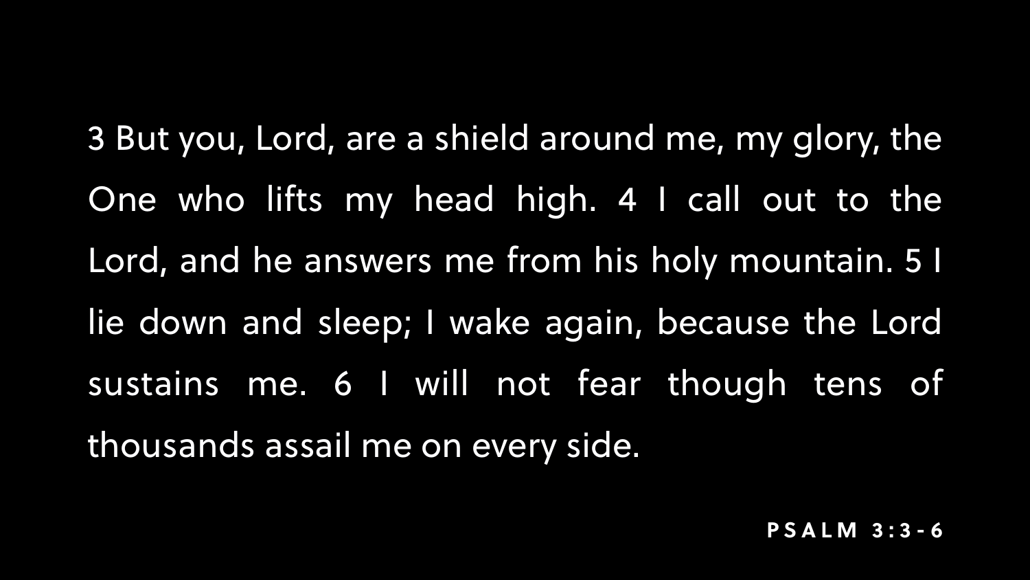3 But you, Lord, are a shield around me, my glory, the One who lifts my head high. 4 I call out to the Lord, and he answers me from his holy mountain. 5 I lie down and sleep; I wake again, because the Lord sustains me. 6 I will not fear though tens of thousands assail me on every side.

**PSALM 3:3-6**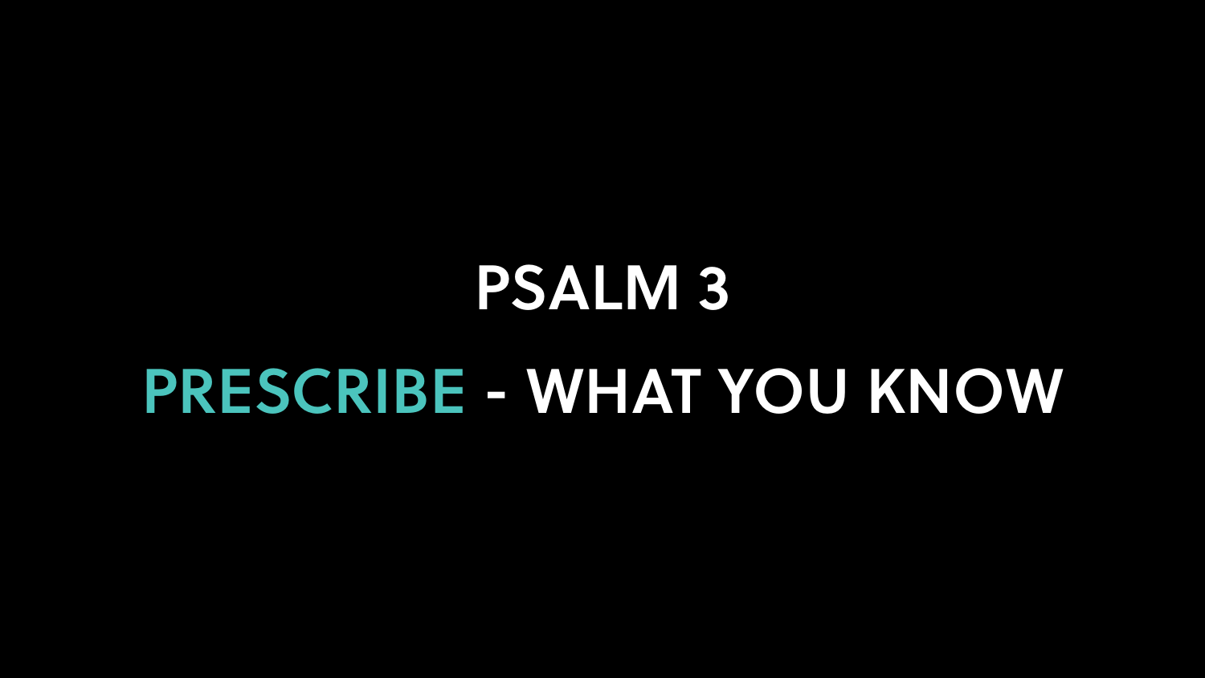# PSALM 3

## PRESCRIBE - WHAT YOU KNOW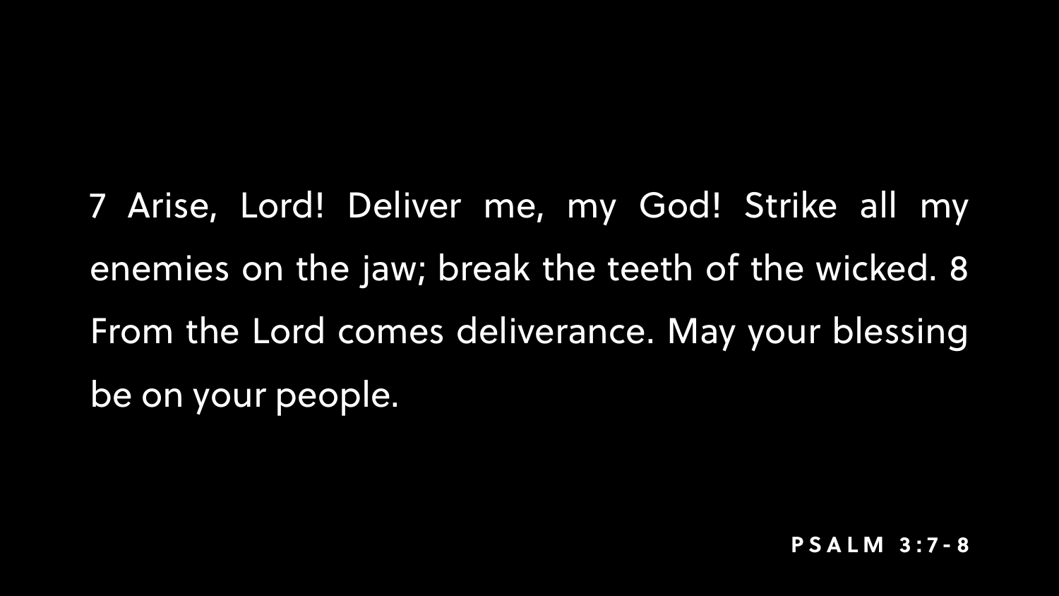7 Arise, Lord! Deliver me, my God! Strike all my enemies on the jaw; break the teeth of the wicked. 8 From the Lord comes deliverance. May your blessing be on your people.

**PSALM 3:7-8**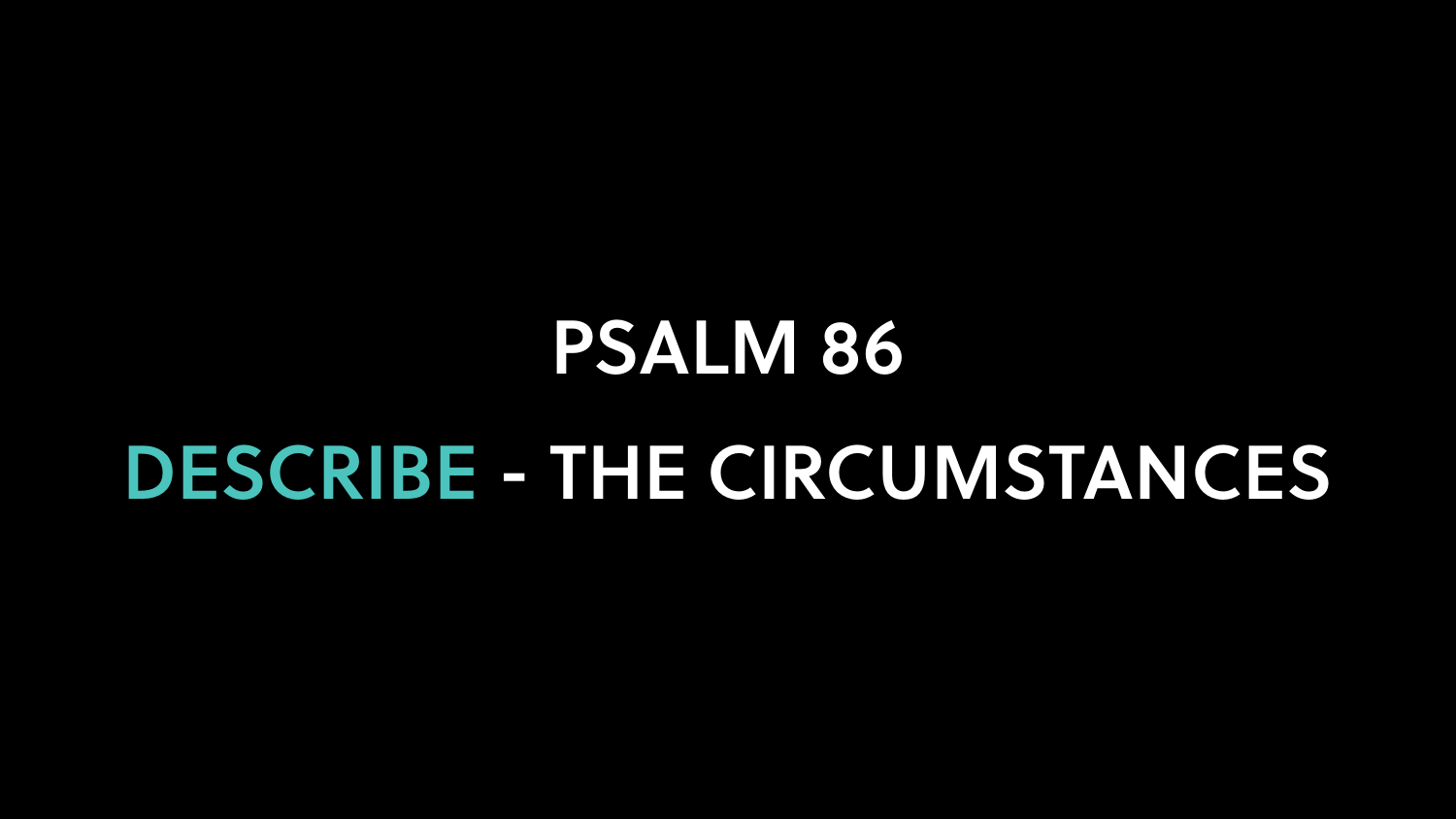# PSALM 86

## DESCRIBE - THE CIRCUMSTANCES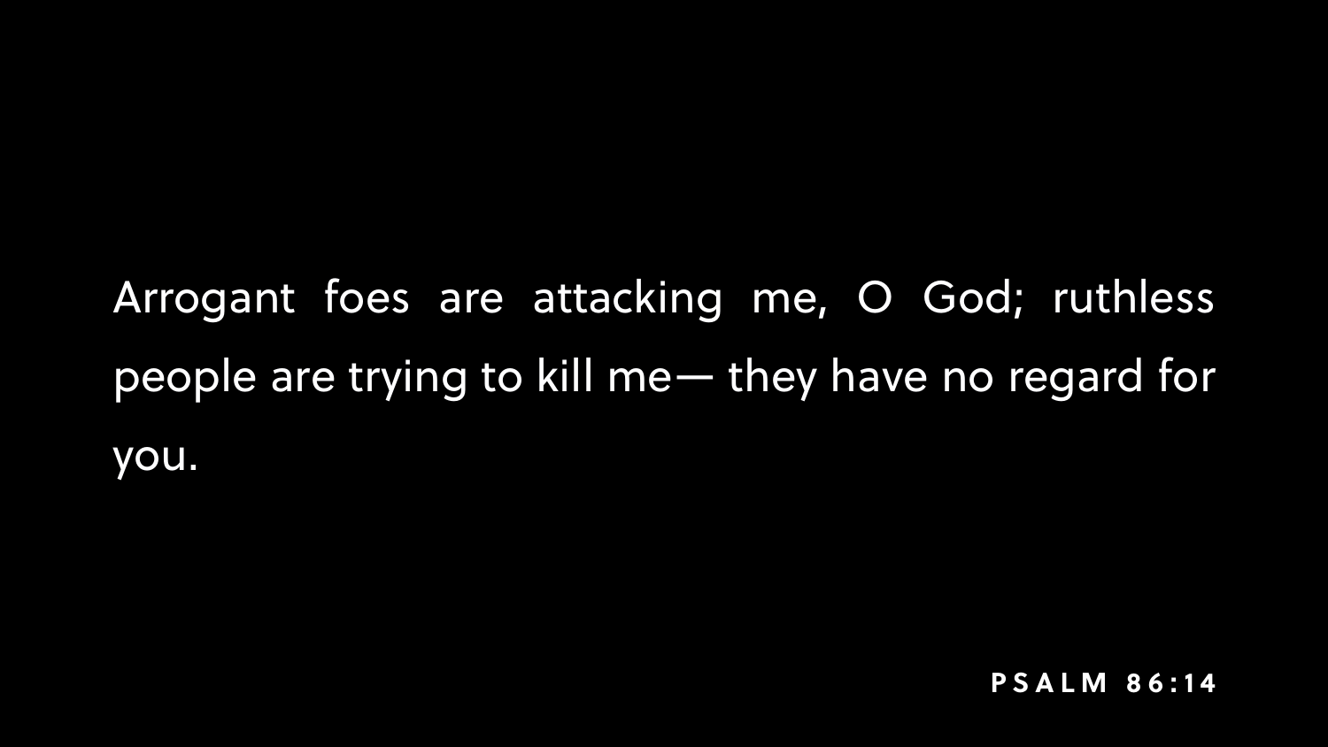Arrogant foes are attacking me, O God; ruthless people are trying to kill me— they have no regard for you.

**PSALM 86:14**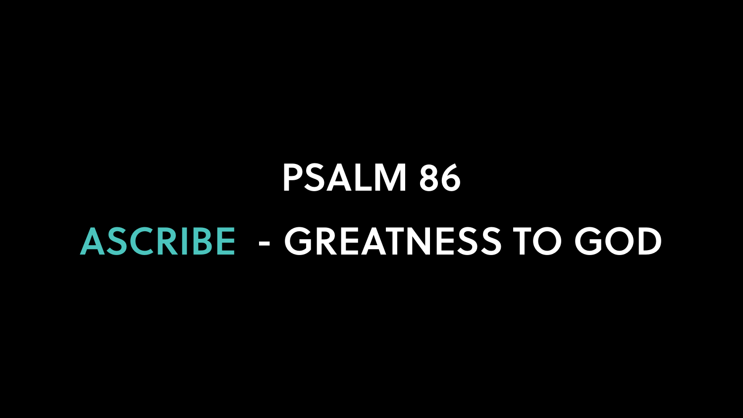# PSALM 86

## ASCRIBE - GREATNESS TO GOD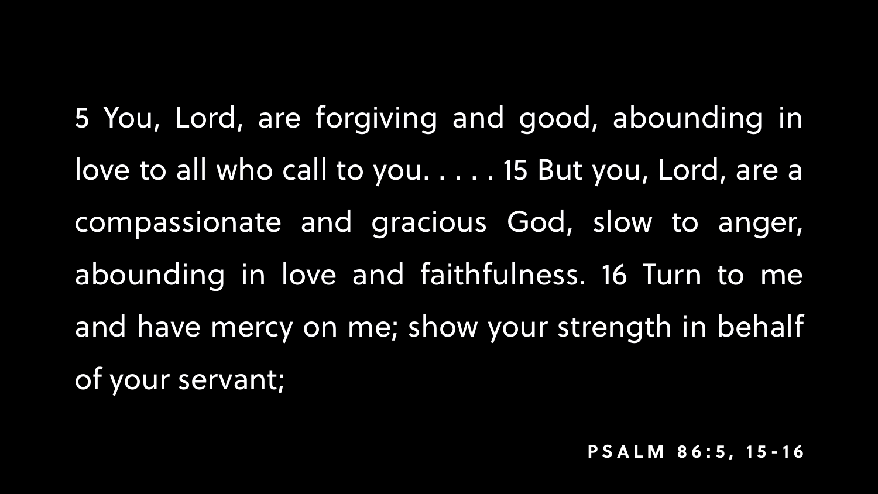5 You, Lord, are forgiving and good, abounding in love to all who call to you. . . . . 15 But you, Lord, are a compassionate and gracious God, slow to anger, abounding in love and faithfulness. 16 Turn to me and have mercy on me; show your strength in behalf of your servant;

**PSALM 86:5, 15-16**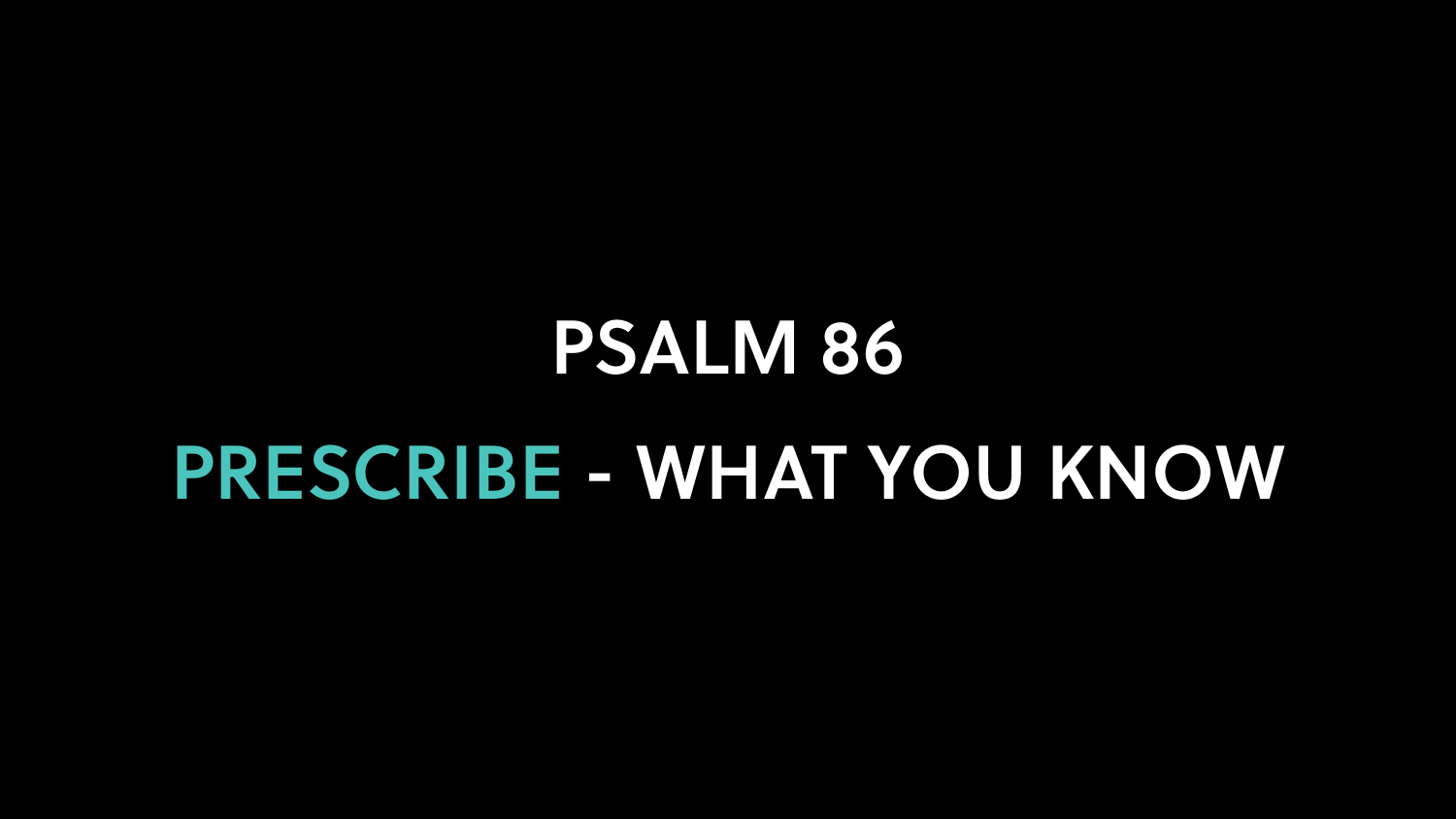# PSALM 86

## PRESCRIBE - WHAT YOU KNOW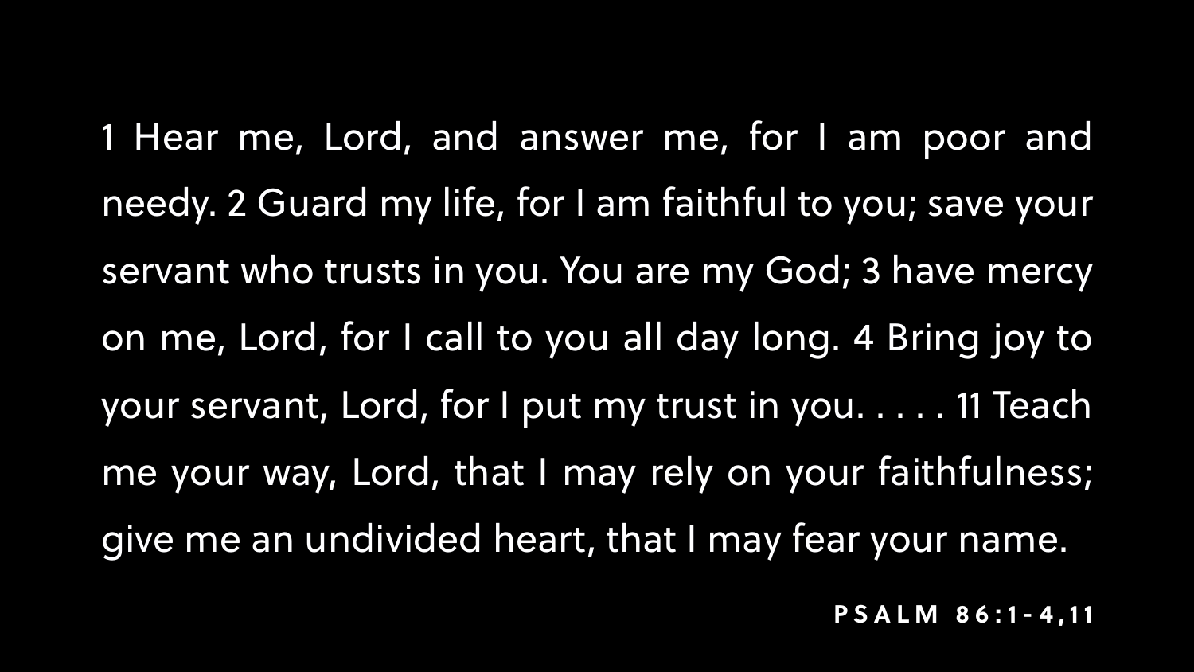1 Hear me, Lord, and answer me, for I am poor and needy. 2 Guard my life, for I am faithful to you; save your servant who trusts in you. You are my God; 3 have mercy on me, Lord, for I call to you all day long. 4 Bring joy to your servant, Lord, for I put my trust in you. . . . . 11 Teach me your way, Lord, that I may rely on your faithfulness; give me an undivided heart, that I may fear your name.

**PSALM 86:1-4,11**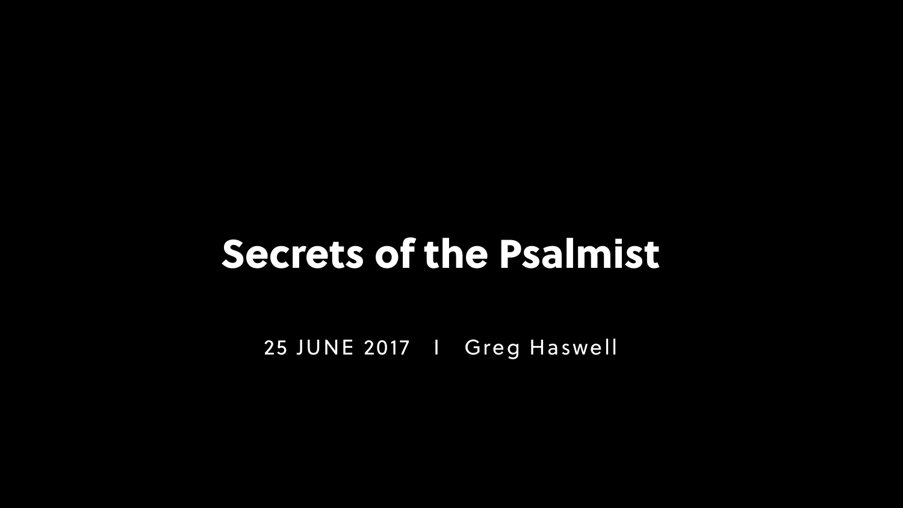# Secrets of the Psalmist

25 JUNE 2017 | Greg Haswell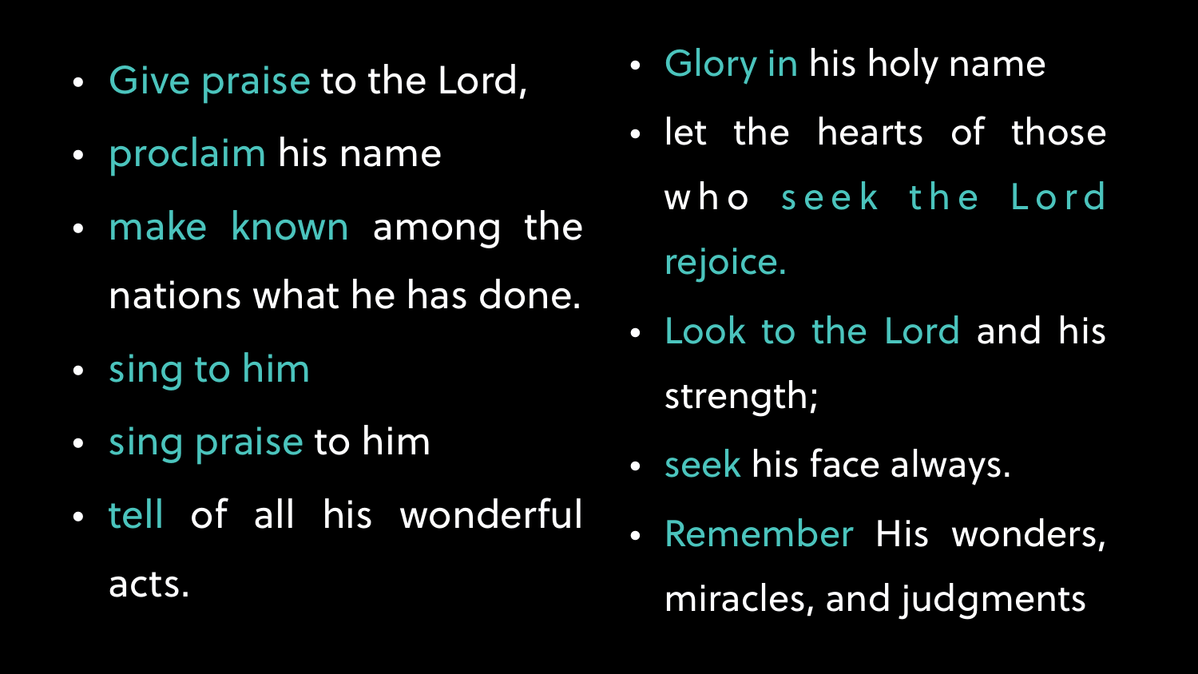- Give praise to the Lord,
- proclaim his name
- make known among the nations what he has done.
- sing to him
- sing praise to him
- tell of all his wonderful acts.
- Glory in his holy name
- let the hearts of those who seek the Lord rejoice.
- Look to the Lord and his strength;
- seek his face always.
- Remember His wonders, miracles, and judgments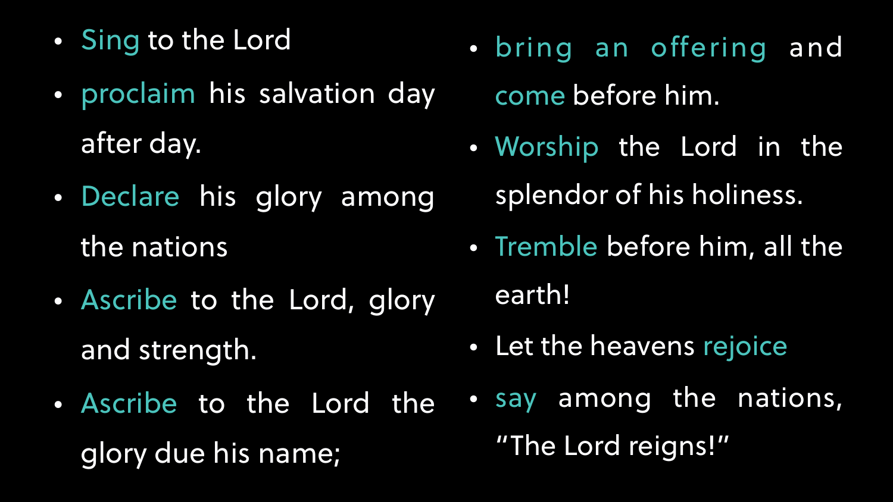- Sing to the Lord
- proclaim his salvation day after day.
- Declare his glory among the nations
- Ascribe to the Lord, glory and strength.
- Ascribe to the Lord the glory due his name;
- bring an offering and come before him.
- Worship the Lord in the splendor of his holiness.
- Tremble before him, all the earth!
- Let the heavens rejoice
- say among the nations, "The Lord reigns!"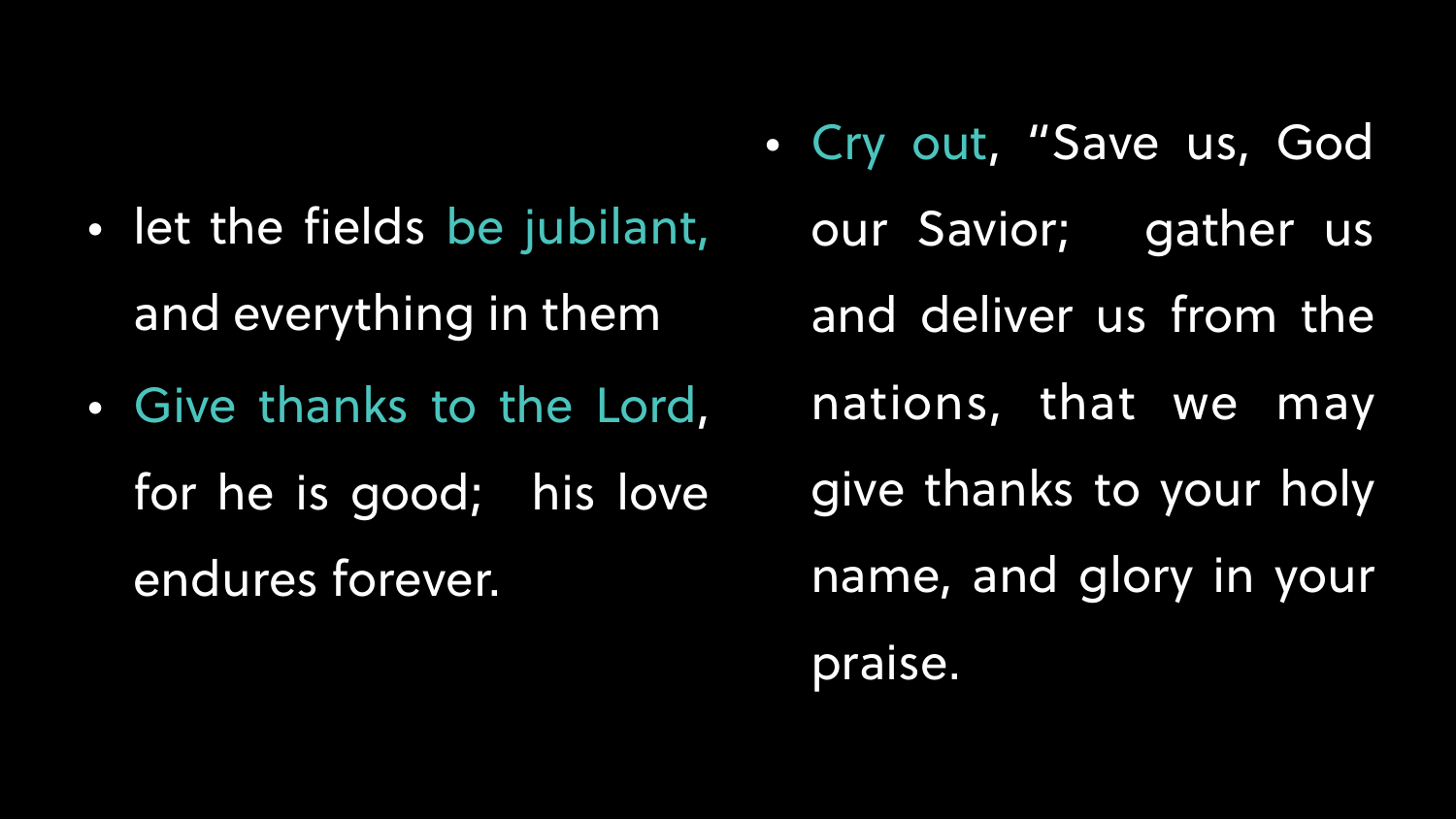- let the fields be jubilant, and everything in them
- Give thanks to the Lord, for he is good; his love endures forever.
- Cry out, "Save us, God our Savior; gather us and deliver us from the nations, that we may give thanks to your holy name, and glory in your praise.